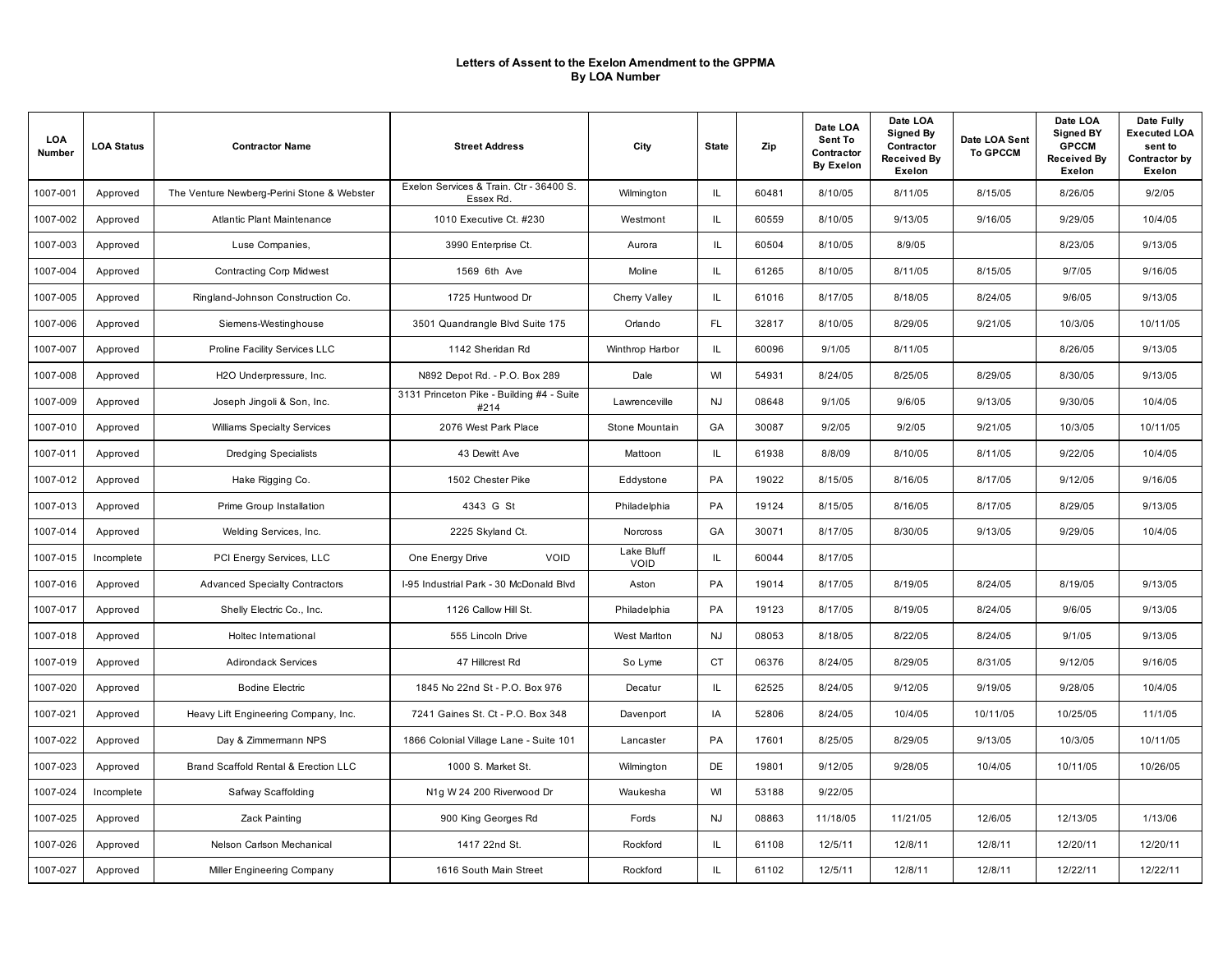# Letters of Assent to the Exelon Amendment to the GPPMA
## By LOA Number

| LOA Number | LOA Status | Contractor Name | Street Address | City | State | Zip | Date LOA Sent To Contractor By Exelon | Date LOA Signed By Contractor Received By Exelon | Date LOA Sent To GPCCM | Date LOA Signed BY GPCCM Received By Exelon | Date Fully Executed LOA sent to Contractor by Exelon |
|---|---|---|---|---|---|---|---|---|---|---|---|
| 1007-001 | Approved | The Venture Newberg-Perini Stone & Webster | Exelon Services & Train. Ctr - 36400 S. Essex Rd. | Wilmington | IL | 60481 | 8/10/05 | 8/11/05 | 8/15/05 | 8/26/05 | 9/2/05 |
| 1007-002 | Approved | Atlantic Plant Maintenance | 1010 Executive Ct. #230 | Westmont | IL | 60559 | 8/10/05 | 9/13/05 | 9/16/05 | 9/29/05 | 10/4/05 |
| 1007-003 | Approved | Luse Companies, | 3990 Enterprise Ct. | Aurora | IL | 60504 | 8/10/05 | 8/9/05 | | 8/23/05 | 9/13/05 |
| 1007-004 | Approved | Contracting Corp Midwest | 1569 6th Ave | Moline | IL | 61265 | 8/10/05 | 8/11/05 | 8/15/05 | 9/7/05 | 9/16/05 |
| 1007-005 | Approved | Ringland-Johnson Construction Co. | 1725 Huntwood Dr | Cherry Valley | IL | 61016 | 8/17/05 | 8/18/05 | 8/24/05 | 9/6/05 | 9/13/05 |
| 1007-006 | Approved | Siemens-Westinghouse | 3501 Quandrangle Blvd Suite 175 | Orlando | FL | 32817 | 8/10/05 | 8/29/05 | 9/21/05 | 10/3/05 | 10/11/05 |
| 1007-007 | Approved | Proline Facility Services LLC | 1142 Sheridan Rd | Winthrop Harbor | IL | 60096 | 9/1/05 | 8/11/05 | | 8/26/05 | 9/13/05 |
| 1007-008 | Approved | H2O Underpressure, Inc. | N892 Depot Rd. - P.O. Box 289 | Dale | WI | 54931 | 8/24/05 | 8/25/05 | 8/29/05 | 8/30/05 | 9/13/05 |
| 1007-009 | Approved | Joseph Jingoli & Son, Inc. | 3131 Princeton Pike - Building #4 - Suite #214 | Lawrenceville | NJ | 08648 | 9/1/05 | 9/6/05 | 9/13/05 | 9/30/05 | 10/4/05 |
| 1007-010 | Approved | Williams Specialty Services | 2076 West Park Place | Stone Mountain | GA | 30087 | 9/2/05 | 9/2/05 | 9/21/05 | 10/3/05 | 10/11/05 |
| 1007-011 | Approved | Dredging Specialists | 43 Dewitt Ave | Mattoon | IL | 61938 | 8/8/09 | 8/10/05 | 8/11/05 | 9/22/05 | 10/4/05 |
| 1007-012 | Approved | Hake Rigging Co. | 1502 Chester Pike | Eddystone | PA | 19022 | 8/15/05 | 8/16/05 | 8/17/05 | 9/12/05 | 9/16/05 |
| 1007-013 | Approved | Prime Group Installation | 4343 G St | Philadelphia | PA | 19124 | 8/15/05 | 8/16/05 | 8/17/05 | 8/29/05 | 9/13/05 |
| 1007-014 | Approved | Welding Services, Inc. | 2225 Skyland Ct. | Norcross | GA | 30071 | 8/17/05 | 8/30/05 | 9/13/05 | 9/29/05 | 10/4/05 |
| 1007-015 | Incomplete | PCI Energy Services, LLC | One Energy Drive VOID | Lake Bluff VOID | IL | 60044 | 8/17/05 | | | | |
| 1007-016 | Approved | Advanced Specialty Contractors | I-95 Industrial Park - 30 McDonald Blvd | Aston | PA | 19014 | 8/17/05 | 8/19/05 | 8/24/05 | 8/19/05 | 9/13/05 |
| 1007-017 | Approved | Shelly Electric Co., Inc. | 1126 Callow Hill St. | Philadelphia | PA | 19123 | 8/17/05 | 8/19/05 | 8/24/05 | 9/6/05 | 9/13/05 |
| 1007-018 | Approved | Holtec International | 555 Lincoln Drive | West Marlton | NJ | 08053 | 8/18/05 | 8/22/05 | 8/24/05 | 9/1/05 | 9/13/05 |
| 1007-019 | Approved | Adirondack Services | 47 Hillcrest Rd | So Lyme | CT | 06376 | 8/24/05 | 8/29/05 | 8/31/05 | 9/12/05 | 9/16/05 |
| 1007-020 | Approved | Bodine Electric | 1845 No 22nd St - P.O. Box 976 | Decatur | IL | 62525 | 8/24/05 | 9/12/05 | 9/19/05 | 9/28/05 | 10/4/05 |
| 1007-021 | Approved | Heavy Lift Engineering Company, Inc. | 7241 Gaines St. Ct - P.O. Box 348 | Davenport | IA | 52806 | 8/24/05 | 10/4/05 | 10/11/05 | 10/25/05 | 11/1/05 |
| 1007-022 | Approved | Day & Zimmermann NPS | 1866 Colonial Village Lane - Suite 101 | Lancaster | PA | 17601 | 8/25/05 | 8/29/05 | 9/13/05 | 10/3/05 | 10/11/05 |
| 1007-023 | Approved | Brand Scaffold Rental & Erection LLC | 1000 S. Market St. | Wilmington | DE | 19801 | 9/12/05 | 9/28/05 | 10/4/05 | 10/11/05 | 10/26/05 |
| 1007-024 | Incomplete | Safway Scaffolding | N1g W 24 200 Riverwood Dr | Waukesha | WI | 53188 | 9/22/05 | | | | |
| 1007-025 | Approved | Zack Painting | 900 King Georges Rd | Fords | NJ | 08863 | 11/18/05 | 11/21/05 | 12/6/05 | 12/13/05 | 1/13/06 |
| 1007-026 | Approved | Nelson Carlson Mechanical | 1417 22nd St. | Rockford | IL | 61108 | 12/5/11 | 12/8/11 | 12/8/11 | 12/20/11 | 12/20/11 |
| 1007-027 | Approved | Miller Engineering Company | 1616 South Main Street | Rockford | IL | 61102 | 12/5/11 | 12/8/11 | 12/8/11 | 12/22/11 | 12/22/11 |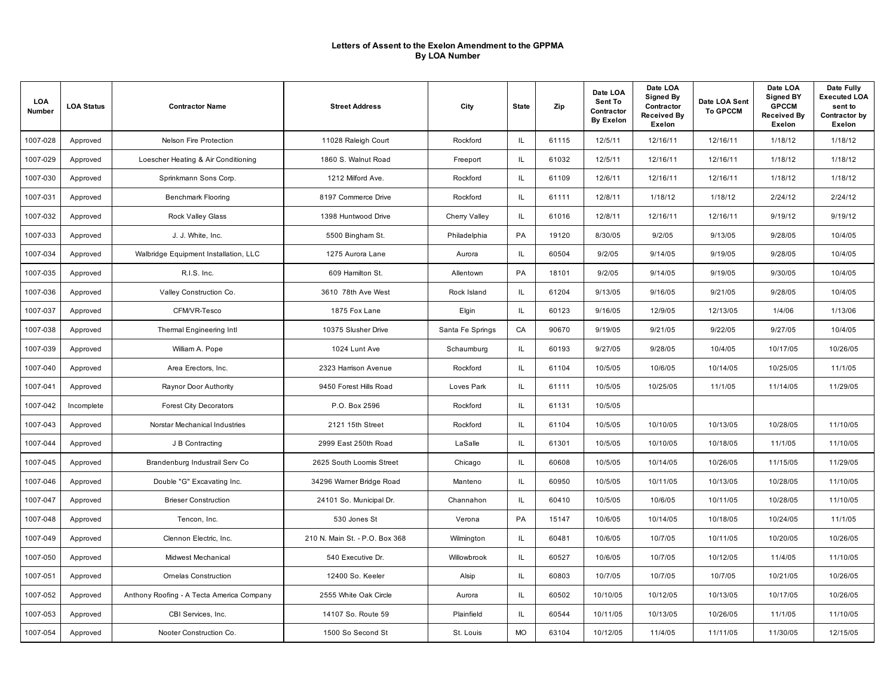# Letters of Assent to the Exelon Amendment to the GPPMA
## By LOA Number

| LOA Number | LOA Status | Contractor Name | Street Address | City | State | Zip | Date LOA Sent To Contractor By Exelon | Date LOA Signed By Contractor Received By Exelon | Date LOA Sent To GPCCM | Date LOA Signed BY GPCCM Received By Exelon | Date Fully Executed LOA sent to Contractor by Exelon |
|---|---|---|---|---|---|---|---|---|---|---|---|
| 1007-028 | Approved | Nelson Fire Protection | 11028 Raleigh Court | Rockford | IL | 61115 | 12/5/11 | 12/16/11 | 12/16/11 | 1/18/12 | 1/18/12 |
| 1007-029 | Approved | Loescher Heating & Air Conditioning | 1860 S. Walnut Road | Freeport | IL | 61032 | 12/5/11 | 12/16/11 | 12/16/11 | 1/18/12 | 1/18/12 |
| 1007-030 | Approved | Sprinkmann Sons Corp. | 1212 Milford Ave. | Rockford | IL | 61109 | 12/6/11 | 12/16/11 | 12/16/11 | 1/18/12 | 1/18/12 |
| 1007-031 | Approved | Benchmark Flooring | 8197 Commerce Drive | Rockford | IL | 61111 | 12/8/11 | 1/18/12 | 1/18/12 | 2/24/12 | 2/24/12 |
| 1007-032 | Approved | Rock Valley Glass | 1398 Huntwood Drive | Cherry Valley | IL | 61016 | 12/8/11 | 12/16/11 | 12/16/11 | 9/19/12 | 9/19/12 |
| 1007-033 | Approved | J. J. White, Inc. | 5500 Bingham St. | Philadelphia | PA | 19120 | 8/30/05 | 9/2/05 | 9/13/05 | 9/28/05 | 10/4/05 |
| 1007-034 | Approved | Walbridge Equipment Installation, LLC | 1275 Aurora Lane | Aurora | IL | 60504 | 9/2/05 | 9/14/05 | 9/19/05 | 9/28/05 | 10/4/05 |
| 1007-035 | Approved | R.I.S. Inc. | 609 Hamilton St. | Allentown | PA | 18101 | 9/2/05 | 9/14/05 | 9/19/05 | 9/30/05 | 10/4/05 |
| 1007-036 | Approved | Valley Construction Co. | 3610 78th Ave West | Rock Island | IL | 61204 | 9/13/05 | 9/16/05 | 9/21/05 | 9/28/05 | 10/4/05 |
| 1007-037 | Approved | CFM/VR-Tesco | 1875 Fox Lane | Elgin | IL | 60123 | 9/16/05 | 12/9/05 | 12/13/05 | 1/4/06 | 1/13/06 |
| 1007-038 | Approved | Thermal Engineering Intl | 10375 Slusher Drive | Santa Fe Springs | CA | 90670 | 9/19/05 | 9/21/05 | 9/22/05 | 9/27/05 | 10/4/05 |
| 1007-039 | Approved | William A. Pope | 1024 Lunt Ave | Schaumburg | IL | 60193 | 9/27/05 | 9/28/05 | 10/4/05 | 10/17/05 | 10/26/05 |
| 1007-040 | Approved | Area Erectors, Inc. | 2323 Harrison Avenue | Rockford | IL | 61104 | 10/5/05 | 10/6/05 | 10/14/05 | 10/25/05 | 11/1/05 |
| 1007-041 | Approved | Raynor Door Authority | 9450 Forest Hills Road | Loves Park | IL | 61111 | 10/5/05 | 10/25/05 | 11/1/05 | 11/14/05 | 11/29/05 |
| 1007-042 | Incomplete | Forest City Decorators | P.O. Box 2596 | Rockford | IL | 61131 | 10/5/05 | | | | |
| 1007-043 | Approved | Norstar Mechanical Industries | 2121 15th Street | Rockford | IL | 61104 | 10/5/05 | 10/10/05 | 10/13/05 | 10/28/05 | 11/10/05 |
| 1007-044 | Approved | J B Contracting | 2999 East 250th Road | LaSalle | IL | 61301 | 10/5/05 | 10/10/05 | 10/18/05 | 11/1/05 | 11/10/05 |
| 1007-045 | Approved | Brandenburg Industrail Serv Co | 2625 South Loomis Street | Chicago | IL | 60608 | 10/5/05 | 10/14/05 | 10/26/05 | 11/15/05 | 11/29/05 |
| 1007-046 | Approved | Double "G" Excavating Inc. | 34296 Warner Bridge Road | Manteno | IL | 60950 | 10/5/05 | 10/11/05 | 10/13/05 | 10/28/05 | 11/10/05 |
| 1007-047 | Approved | Brieser Construction | 24101 So. Municipal Dr. | Channahon | IL | 60410 | 10/5/05 | 10/6/05 | 10/11/05 | 10/28/05 | 11/10/05 |
| 1007-048 | Approved | Tencon, Inc. | 530 Jones St | Verona | PA | 15147 | 10/6/05 | 10/14/05 | 10/18/05 | 10/24/05 | 11/1/05 |
| 1007-049 | Approved | Clennon Electric, Inc. | 210 N. Main St. - P.O. Box 368 | Wilmington | IL | 60481 | 10/6/05 | 10/7/05 | 10/11/05 | 10/20/05 | 10/26/05 |
| 1007-050 | Approved | Midwest Mechanical | 540 Executive Dr. | Willowbrook | IL | 60527 | 10/6/05 | 10/7/05 | 10/12/05 | 11/4/05 | 11/10/05 |
| 1007-051 | Approved | Ornelas Construction | 12400 So. Keeler | Alsip | IL | 60803 | 10/7/05 | 10/7/05 | 10/7/05 | 10/21/05 | 10/26/05 |
| 1007-052 | Approved | Anthony Roofing - A Tecta America Company | 2555 White Oak Circle | Aurora | IL | 60502 | 10/10/05 | 10/12/05 | 10/13/05 | 10/17/05 | 10/26/05 |
| 1007-053 | Approved | CBI Services, Inc. | 14107 So. Route 59 | Plainfield | IL | 60544 | 10/11/05 | 10/13/05 | 10/26/05 | 11/1/05 | 11/10/05 |
| 1007-054 | Approved | Nooter Construction Co. | 1500 So Second St | St. Louis | MO | 63104 | 10/12/05 | 11/4/05 | 11/11/05 | 11/30/05 | 12/15/05 |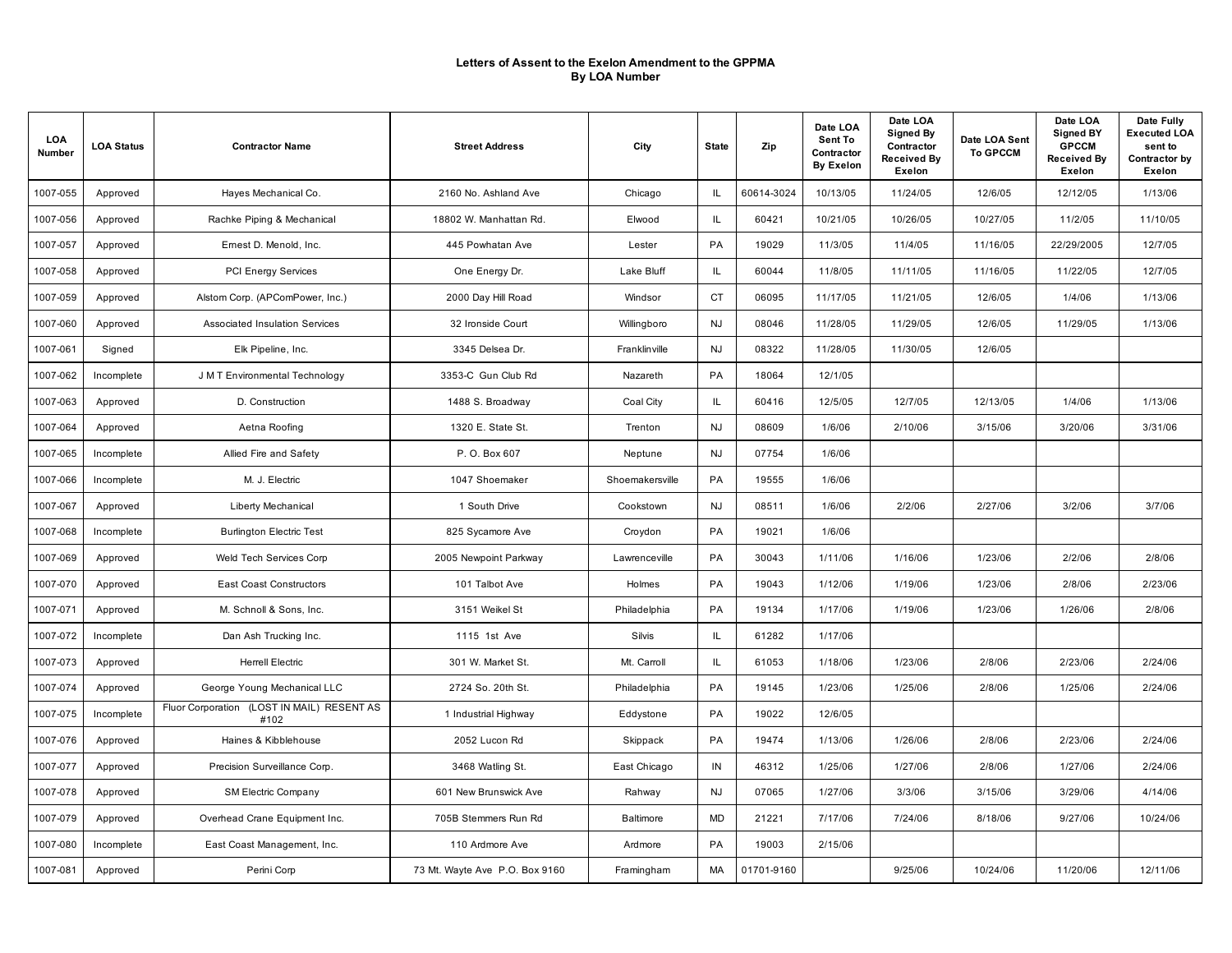# Letters of Assent to the Exelon Amendment to the GPPMA
## By LOA Number

| LOA Number | LOA Status | Contractor Name | Street Address | City | State | Zip | Date LOA Sent To Contractor By Exelon | Date LOA Signed By Contractor Received By Exelon | Date LOA Sent To GPCCM | Date LOA Signed BY GPCCM Received By Exelon | Date Fully Executed LOA sent to Contractor by Exelon |
|---|---|---|---|---|---|---|---|---|---|---|---|
| 1007-055 | Approved | Hayes Mechanical Co. | 2160 No. Ashland Ave | Chicago | IL | 60614-3024 | 10/13/05 | 11/24/05 | 12/6/05 | 12/12/05 | 1/13/06 |
| 1007-056 | Approved | Rachke Piping & Mechanical | 18802 W. Manhattan Rd. | Elwood | IL | 60421 | 10/21/05 | 10/26/05 | 10/27/05 | 11/2/05 | 11/10/05 |
| 1007-057 | Approved | Ernest D. Menold, Inc. | 445 Powhatan Ave | Lester | PA | 19029 | 11/3/05 | 11/4/05 | 11/16/05 | 22/29/2005 | 12/7/05 |
| 1007-058 | Approved | PCI Energy Services | One Energy Dr. | Lake Bluff | IL | 60044 | 11/8/05 | 11/11/05 | 11/16/05 | 11/22/05 | 12/7/05 |
| 1007-059 | Approved | Alstom Corp. (APComPower, Inc.) | 2000 Day Hill Road | Windsor | CT | 06095 | 11/17/05 | 11/21/05 | 12/6/05 | 1/4/06 | 1/13/06 |
| 1007-060 | Approved | Associated Insulation Services | 32 Ironside Court | Willingboro | NJ | 08046 | 11/28/05 | 11/29/05 | 12/6/05 | 11/29/05 | 1/13/06 |
| 1007-061 | Signed | Elk Pipeline, Inc. | 3345 Delsea Dr. | Franklinville | NJ | 08322 | 11/28/05 | 11/30/05 | 12/6/05 | | |
| 1007-062 | Incomplete | J M T Environmental Technology | 3353-C Gun Club Rd | Nazareth | PA | 18064 | 12/1/05 | | | | |
| 1007-063 | Approved | D. Construction | 1488 S. Broadway | Coal City | IL | 60416 | 12/5/05 | 12/7/05 | 12/13/05 | 1/4/06 | 1/13/06 |
| 1007-064 | Approved | Aetna Roofing | 1320 E. State St. | Trenton | NJ | 08609 | 1/6/06 | 2/10/06 | 3/15/06 | 3/20/06 | 3/31/06 |
| 1007-065 | Incomplete | Allied Fire and Safety | P. O. Box 607 | Neptune | NJ | 07754 | 1/6/06 | | | | |
| 1007-066 | Incomplete | M. J. Electric | 1047 Shoemaker | Shoemakersville | PA | 19555 | 1/6/06 | | | | |
| 1007-067 | Approved | Liberty Mechanical | 1 South Drive | Cookstown | NJ | 08511 | 1/6/06 | 2/2/06 | 2/27/06 | 3/2/06 | 3/7/06 |
| 1007-068 | Incomplete | Burlington Electric Test | 825 Sycamore Ave | Croydon | PA | 19021 | 1/6/06 | | | | |
| 1007-069 | Approved | Weld Tech Services Corp | 2005 Newpoint Parkway | Lawrenceville | PA | 30043 | 1/11/06 | 1/16/06 | 1/23/06 | 2/2/06 | 2/8/06 |
| 1007-070 | Approved | East Coast Constructors | 101 Talbot Ave | Holmes | PA | 19043 | 1/12/06 | 1/19/06 | 1/23/06 | 2/8/06 | 2/23/06 |
| 1007-071 | Approved | M. Schnoll & Sons, Inc. | 3151 Weikel St | Philadelphia | PA | 19134 | 1/17/06 | 1/19/06 | 1/23/06 | 1/26/06 | 2/8/06 |
| 1007-072 | Incomplete | Dan Ash Trucking Inc. | 1115 1st Ave | Silvis | IL | 61282 | 1/17/06 | | | | |
| 1007-073 | Approved | Herrell Electric | 301 W. Market St. | Mt. Carroll | IL | 61053 | 1/18/06 | 1/23/06 | 2/8/06 | 2/23/06 | 2/24/06 |
| 1007-074 | Approved | George Young Mechanical LLC | 2724 So. 20th St. | Philadelphia | PA | 19145 | 1/23/06 | 1/25/06 | 2/8/06 | 1/25/06 | 2/24/06 |
| 1007-075 | Incomplete | Fluor Corporation (LOST IN MAIL) RESENT AS #102 | 1 Industrial Highway | Eddystone | PA | 19022 | 12/6/05 | | | | |
| 1007-076 | Approved | Haines & Kibblehouse | 2052 Lucon Rd | Skippack | PA | 19474 | 1/13/06 | 1/26/06 | 2/8/06 | 2/23/06 | 2/24/06 |
| 1007-077 | Approved | Precision Surveillance Corp. | 3468 Watling St. | East Chicago | IN | 46312 | 1/25/06 | 1/27/06 | 2/8/06 | 1/27/06 | 2/24/06 |
| 1007-078 | Approved | SM Electric Company | 601 New Brunswick Ave | Rahway | NJ | 07065 | 1/27/06 | 3/3/06 | 3/15/06 | 3/29/06 | 4/14/06 |
| 1007-079 | Approved | Overhead Crane Equipment Inc. | 705B Stemmers Run Rd | Baltimore | MD | 21221 | 7/17/06 | 7/24/06 | 8/18/06 | 9/27/06 | 10/24/06 |
| 1007-080 | Incomplete | East Coast Management, Inc. | 110 Ardmore Ave | Ardmore | PA | 19003 | 2/15/06 | | | | |
| 1007-081 | Approved | Perini Corp | 73 Mt. Wayte Ave P.O. Box 9160 | Framingham | MA | 01701-9160 | | 9/25/06 | 10/24/06 | 11/20/06 | 12/11/06 |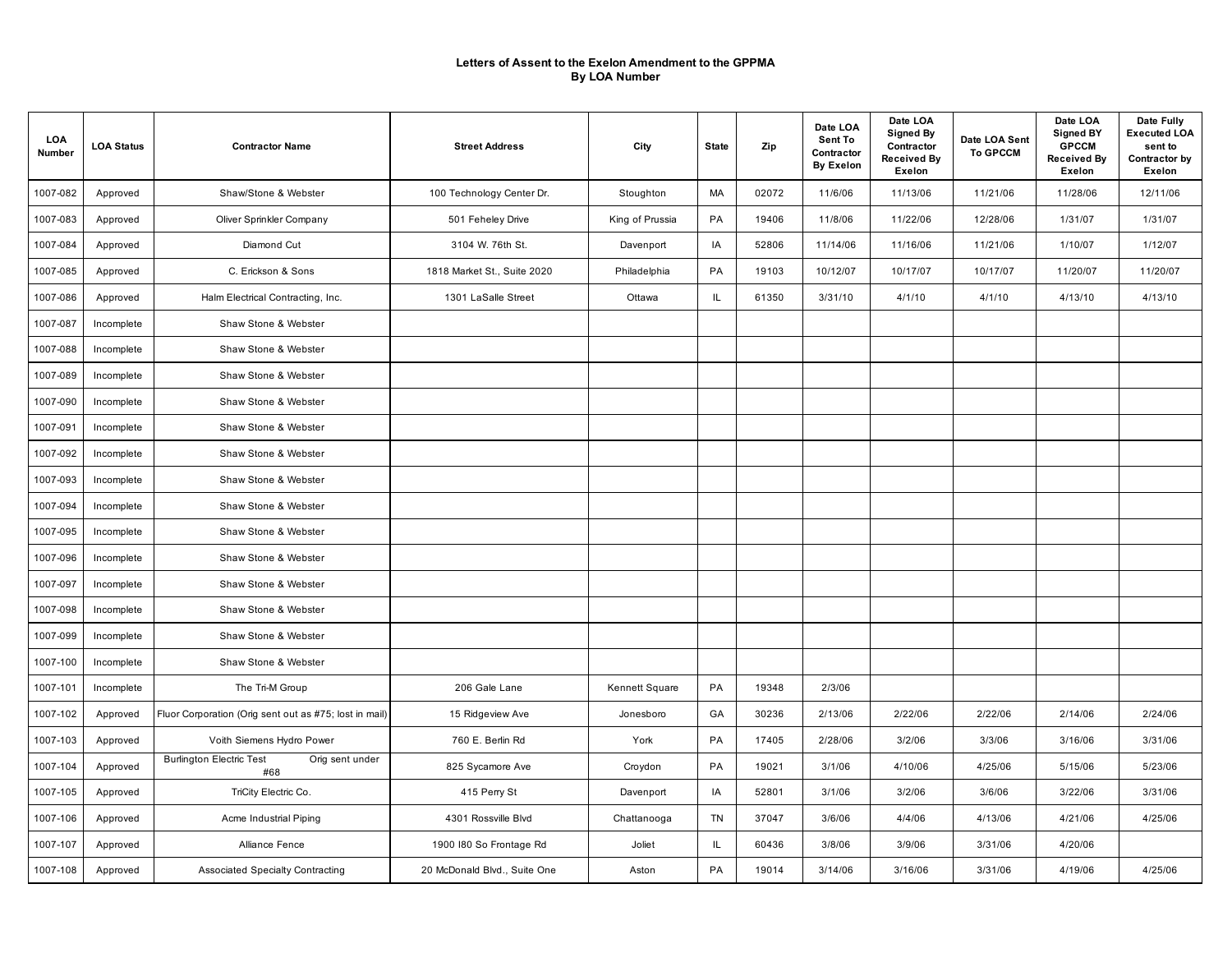**Letters of Assent to the Exelon Amendment to the GPPMA**
**By LOA Number**

| LOA Number | LOA Status | Contractor Name | Street Address | City | State | Zip | Date LOA Sent To Contractor By Exelon | Date LOA Signed By Contractor Received By Exelon | Date LOA Sent To GPCCM | Date LOA Signed BY GPCCM Received By Exelon | Date Fully Executed LOA sent to Contractor by Exelon |
|---|---|---|---|---|---|---|---|---|---|---|---|
| 1007-082 | Approved | Shaw/Stone & Webster | 100 Technology Center Dr. | Stoughton | MA | 02072 | 11/6/06 | 11/13/06 | 11/21/06 | 11/28/06 | 12/11/06 |
| 1007-083 | Approved | Oliver Sprinkler Company | 501 Feheley Drive | King of Prussia | PA | 19406 | 11/8/06 | 11/22/06 | 12/28/06 | 1/31/07 | 1/31/07 |
| 1007-084 | Approved | Diamond Cut | 3104 W. 76th St. | Davenport | IA | 52806 | 11/14/06 | 11/16/06 | 11/21/06 | 1/10/07 | 1/12/07 |
| 1007-085 | Approved | C. Erickson & Sons | 1818 Market St., Suite 2020 | Philadelphia | PA | 19103 | 10/12/07 | 10/17/07 | 10/17/07 | 11/20/07 | 11/20/07 |
| 1007-086 | Approved | Halm Electrical Contracting, Inc. | 1301 LaSalle Street | Ottawa | IL | 61350 | 3/31/10 | 4/1/10 | 4/1/10 | 4/13/10 | 4/13/10 |
| 1007-087 | Incomplete | Shaw Stone & Webster | | | | | | | | | |
| 1007-088 | Incomplete | Shaw Stone & Webster | | | | | | | | | |
| 1007-089 | Incomplete | Shaw Stone & Webster | | | | | | | | | |
| 1007-090 | Incomplete | Shaw Stone & Webster | | | | | | | | | |
| 1007-091 | Incomplete | Shaw Stone & Webster | | | | | | | | | |
| 1007-092 | Incomplete | Shaw Stone & Webster | | | | | | | | | |
| 1007-093 | Incomplete | Shaw Stone & Webster | | | | | | | | | |
| 1007-094 | Incomplete | Shaw Stone & Webster | | | | | | | | | |
| 1007-095 | Incomplete | Shaw Stone & Webster | | | | | | | | | |
| 1007-096 | Incomplete | Shaw Stone & Webster | | | | | | | | | |
| 1007-097 | Incomplete | Shaw Stone & Webster | | | | | | | | | |
| 1007-098 | Incomplete | Shaw Stone & Webster | | | | | | | | | |
| 1007-099 | Incomplete | Shaw Stone & Webster | | | | | | | | | |
| 1007-100 | Incomplete | Shaw Stone & Webster | | | | | | | | | |
| 1007-101 | Incomplete | The Tri-M Group | 206 Gale Lane | Kennett Square | PA | 19348 | 2/3/06 | | | | |
| 1007-102 | Approved | Fluor Corporation (Orig sent out as #75; lost in mail) | 15 Ridgeview Ave | Jonesboro | GA | 30236 | 2/13/06 | 2/22/06 | 2/22/06 | 2/14/06 | 2/24/06 |
| 1007-103 | Approved | Voith Siemens Hydro Power | 760 E. Berlin Rd | York | PA | 17405 | 2/28/06 | 3/2/06 | 3/3/06 | 3/16/06 | 3/31/06 |
| 1007-104 | Approved | Burlington Electric Test Orig sent under #68 | 825 Sycamore Ave | Croydon | PA | 19021 | 3/1/06 | 4/10/06 | 4/25/06 | 5/15/06 | 5/23/06 |
| 1007-105 | Approved | TriCity Electric Co. | 415 Perry St | Davenport | IA | 52801 | 3/1/06 | 3/2/06 | 3/6/06 | 3/22/06 | 3/31/06 |
| 1007-106 | Approved | Acme Industrial Piping | 4301 Rossville Blvd | Chattanooga | TN | 37047 | 3/6/06 | 4/4/06 | 4/13/06 | 4/21/06 | 4/25/06 |
| 1007-107 | Approved | Alliance Fence | 1900 I80 So Frontage Rd | Joliet | IL | 60436 | 3/8/06 | 3/9/06 | 3/31/06 | 4/20/06 | |
| 1007-108 | Approved | Associated Specialty Contracting | 20 McDonald Blvd., Suite One | Aston | PA | 19014 | 3/14/06 | 3/16/06 | 3/31/06 | 4/19/06 | 4/25/06 |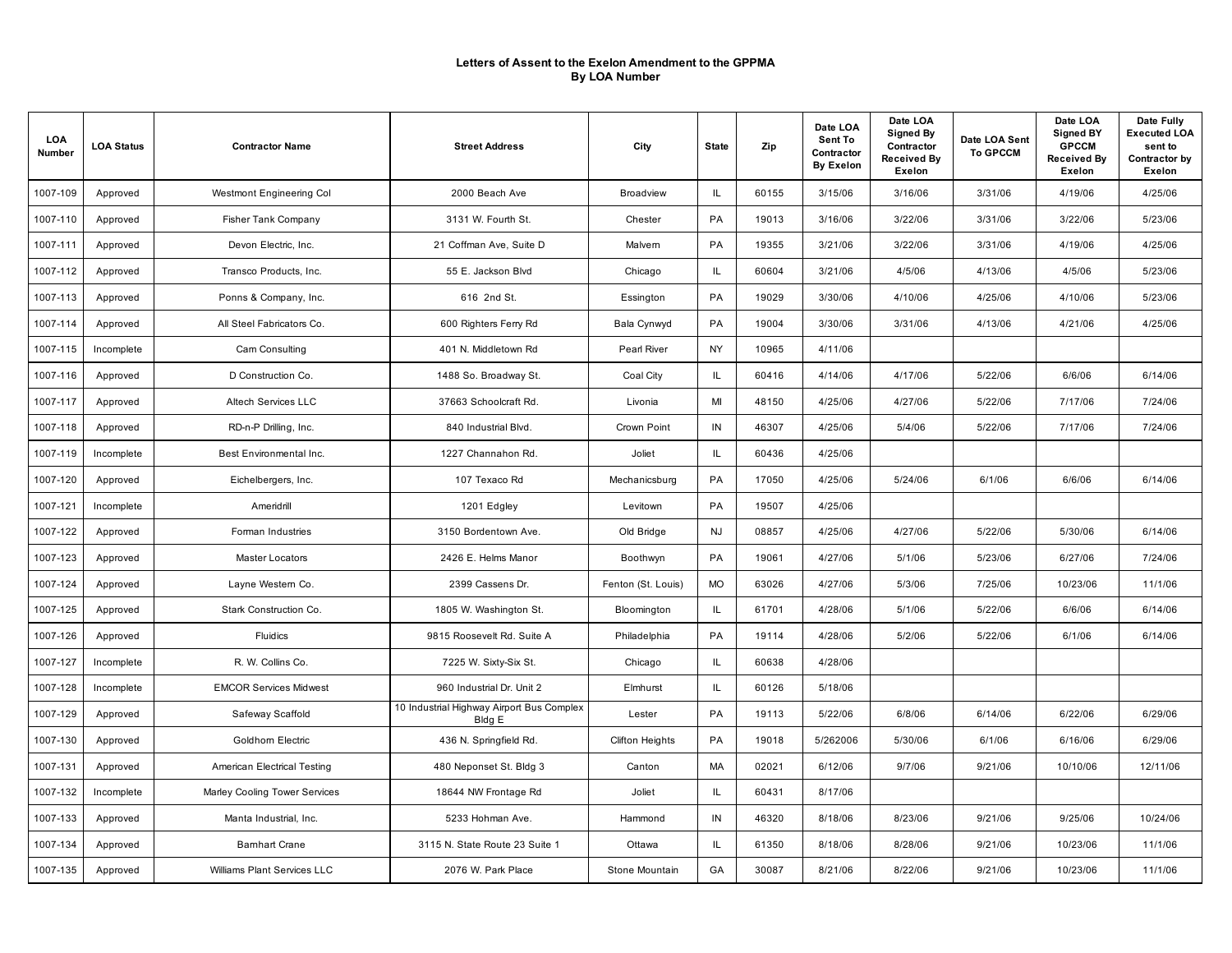# Letters of Assent to the Exelon Amendment to the GPPMA
## By LOA Number

| LOA Number | LOA Status | Contractor Name | Street Address | City | State | Zip | Date LOA Sent To Contractor By Exelon | Date LOA Signed By Contractor Received By Exelon | Date LOA Sent To GPCCM | Date LOA Signed BY GPCCM Received By Exelon | Date Fully Executed LOA sent to Contractor by Exelon |
|---|---|---|---|---|---|---|---|---|---|---|---|
| 1007-109 | Approved | Westmont Engineering Col | 2000 Beach Ave | Broadview | IL | 60155 | 3/15/06 | 3/16/06 | 3/31/06 | 4/19/06 | 4/25/06 |
| 1007-110 | Approved | Fisher Tank Company | 3131 W. Fourth St. | Chester | PA | 19013 | 3/16/06 | 3/22/06 | 3/31/06 | 3/22/06 | 5/23/06 |
| 1007-111 | Approved | Devon Electric, Inc. | 21 Coffman Ave, Suite D | Malvern | PA | 19355 | 3/21/06 | 3/22/06 | 3/31/06 | 4/19/06 | 4/25/06 |
| 1007-112 | Approved | Transco Products, Inc. | 55 E. Jackson Blvd | Chicago | IL | 60604 | 3/21/06 | 4/5/06 | 4/13/06 | 4/5/06 | 5/23/06 |
| 1007-113 | Approved | Ponns & Company, Inc. | 616 2nd St. | Essington | PA | 19029 | 3/30/06 | 4/10/06 | 4/25/06 | 4/10/06 | 5/23/06 |
| 1007-114 | Approved | All Steel Fabricators Co. | 600 Righters Ferry Rd | Bala Cynwyd | PA | 19004 | 3/30/06 | 3/31/06 | 4/13/06 | 4/21/06 | 4/25/06 |
| 1007-115 | Incomplete | Cam Consulting | 401 N. Middletown Rd | Pearl River | NY | 10965 | 4/11/06 | | | | |
| 1007-116 | Approved | D Construction Co. | 1488 So. Broadway St. | Coal City | IL | 60416 | 4/14/06 | 4/17/06 | 5/22/06 | 6/6/06 | 6/14/06 |
| 1007-117 | Approved | Altech Services LLC | 37663 Schoolcraft Rd. | Livonia | MI | 48150 | 4/25/06 | 4/27/06 | 5/22/06 | 7/17/06 | 7/24/06 |
| 1007-118 | Approved | RD-n-P Drilling, Inc. | 840 Industrial Blvd. | Crown Point | IN | 46307 | 4/25/06 | 5/4/06 | 5/22/06 | 7/17/06 | 7/24/06 |
| 1007-119 | Incomplete | Best Environmental Inc. | 1227 Channahon Rd. | Joliet | IL | 60436 | 4/25/06 | | | | |
| 1007-120 | Approved | Eichelbergers, Inc. | 107 Texaco Rd | Mechanicsburg | PA | 17050 | 4/25/06 | 5/24/06 | 6/1/06 | 6/6/06 | 6/14/06 |
| 1007-121 | Incomplete | Ameridrill | 1201 Edgley | Levitown | PA | 19507 | 4/25/06 | | | | |
| 1007-122 | Approved | Forman Industries | 3150 Bordentown Ave. | Old Bridge | NJ | 08857 | 4/25/06 | 4/27/06 | 5/22/06 | 5/30/06 | 6/14/06 |
| 1007-123 | Approved | Master Locators | 2426 E. Helms Manor | Boothwyn | PA | 19061 | 4/27/06 | 5/1/06 | 5/23/06 | 6/27/06 | 7/24/06 |
| 1007-124 | Approved | Layne Western Co. | 2399 Cassens Dr. | Fenton (St. Louis) | MO | 63026 | 4/27/06 | 5/3/06 | 7/25/06 | 10/23/06 | 11/1/06 |
| 1007-125 | Approved | Stark Construction Co. | 1805 W. Washington St. | Bloomington | IL | 61701 | 4/28/06 | 5/1/06 | 5/22/06 | 6/6/06 | 6/14/06 |
| 1007-126 | Approved | Fluidics | 9815 Roosevelt Rd. Suite A | Philadelphia | PA | 19114 | 4/28/06 | 5/2/06 | 5/22/06 | 6/1/06 | 6/14/06 |
| 1007-127 | Incomplete | R. W. Collins Co. | 7225 W. Sixty-Six St. | Chicago | IL | 60638 | 4/28/06 | | | | |
| 1007-128 | Incomplete | EMCOR Services Midwest | 960 Industrial Dr. Unit 2 | Elmhurst | IL | 60126 | 5/18/06 | | | | |
| 1007-129 | Approved | Safeway Scaffold | 10 Industrial Highway Airport Bus Complex Bldg E | Lester | PA | 19113 | 5/22/06 | 6/8/06 | 6/14/06 | 6/22/06 | 6/29/06 |
| 1007-130 | Approved | Goldhorn Electric | 436 N. Springfield Rd. | Clifton Heights | PA | 19018 | 5/262006 | 5/30/06 | 6/1/06 | 6/16/06 | 6/29/06 |
| 1007-131 | Approved | American Electrical Testing | 480 Neponset St. Bldg 3 | Canton | MA | 02021 | 6/12/06 | 9/7/06 | 9/21/06 | 10/10/06 | 12/11/06 |
| 1007-132 | Incomplete | Marley Cooling Tower Services | 18644 NW Frontage Rd | Joliet | IL | 60431 | 8/17/06 | | | | |
| 1007-133 | Approved | Manta Industrial, Inc. | 5233 Hohman Ave. | Hammond | IN | 46320 | 8/18/06 | 8/23/06 | 9/21/06 | 9/25/06 | 10/24/06 |
| 1007-134 | Approved | Barnhart Crane | 3115 N. State Route 23 Suite 1 | Ottawa | IL | 61350 | 8/18/06 | 8/28/06 | 9/21/06 | 10/23/06 | 11/1/06 |
| 1007-135 | Approved | Williams Plant Services LLC | 2076 W. Park Place | Stone Mountain | GA | 30087 | 8/21/06 | 8/22/06 | 9/21/06 | 10/23/06 | 11/1/06 |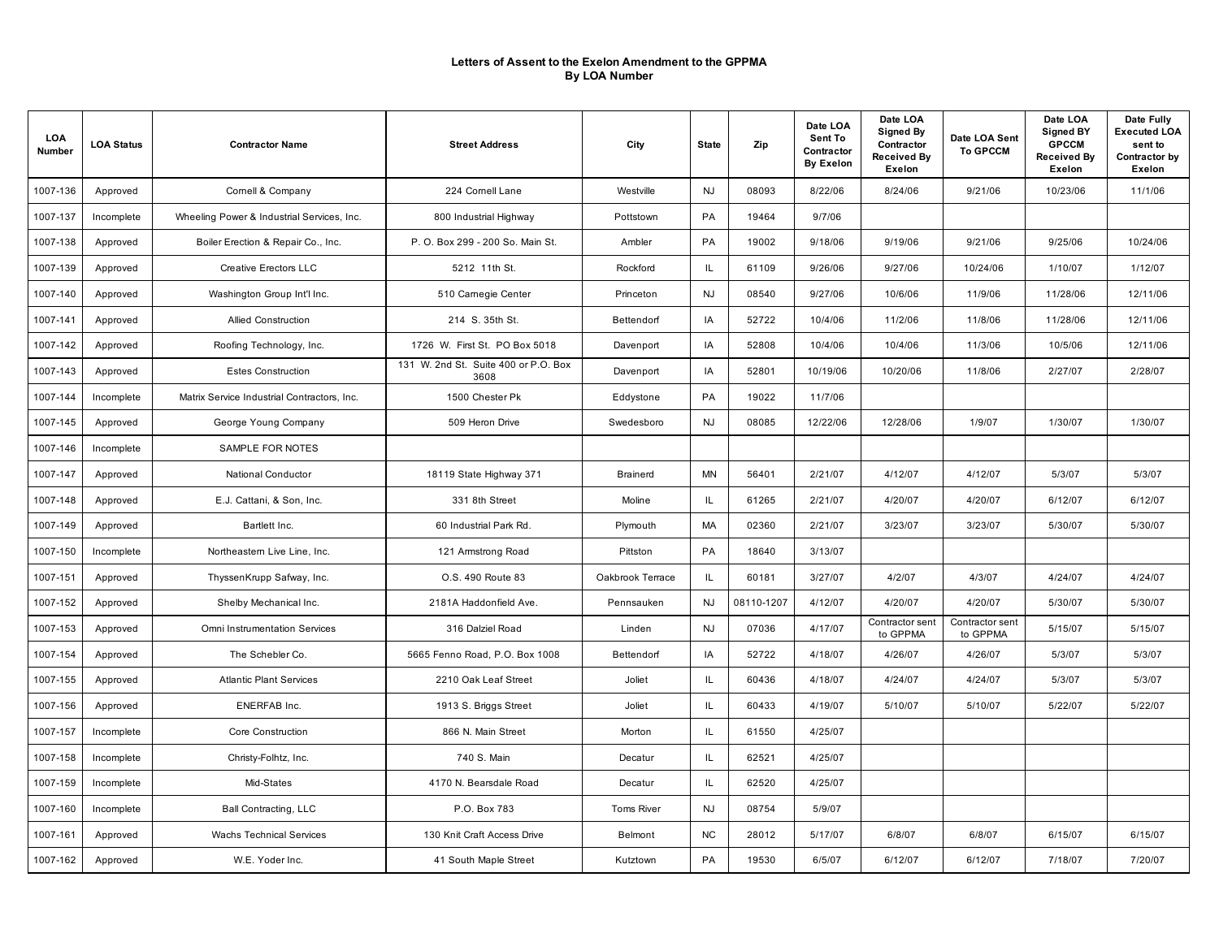# Letters of Assent to the Exelon Amendment to the GPPMA
## By LOA Number

| LOA Number | LOA Status | Contractor Name | Street Address | City | State | Zip | Date LOA Sent To Contractor By Exelon | Date LOA Signed By Contractor Received By Exelon | Date LOA Sent To GPCCM | Date LOA Signed BY GPCCM Received By Exelon | Date Fully Executed LOA sent to Contractor by Exelon |
|---|---|---|---|---|---|---|---|---|---|---|---|
| 1007-136 | Approved | Cornell & Company | 224 Cornell Lane | Westville | NJ | 08093 | 8/22/06 | 8/24/06 | 9/21/06 | 10/23/06 | 11/1/06 |
| 1007-137 | Incomplete | Wheeling Power & Industrial Services, Inc. | 800 Industrial Highway | Pottstown | PA | 19464 | 9/7/06 | | | | |
| 1007-138 | Approved | Boiler Erection & Repair Co., Inc. | P. O. Box 299 - 200 So. Main St. | Ambler | PA | 19002 | 9/18/06 | 9/19/06 | 9/21/06 | 9/25/06 | 10/24/06 |
| 1007-139 | Approved | Creative Erectors LLC | 5212 11th St. | Rockford | IL | 61109 | 9/26/06 | 9/27/06 | 10/24/06 | 1/10/07 | 1/12/07 |
| 1007-140 | Approved | Washington Group Int'l Inc. | 510 Carnegie Center | Princeton | NJ | 08540 | 9/27/06 | 10/6/06 | 11/9/06 | 11/28/06 | 12/11/06 |
| 1007-141 | Approved | Allied Construction | 214 S. 35th St. | Bettendorf | IA | 52722 | 10/4/06 | 11/2/06 | 11/8/06 | 11/28/06 | 12/11/06 |
| 1007-142 | Approved | Roofing Technology, Inc. | 1726 W. First St. PO Box 5018 | Davenport | IA | 52808 | 10/4/06 | 10/4/06 | 11/3/06 | 10/5/06 | 12/11/06 |
| 1007-143 | Approved | Estes Construction | 131 W. 2nd St. Suite 400 or P.O. Box 3608 | Davenport | IA | 52801 | 10/19/06 | 10/20/06 | 11/8/06 | 2/27/07 | 2/28/07 |
| 1007-144 | Incomplete | Matrix Service Industrial Contractors, Inc. | 1500 Chester Pk | Eddystone | PA | 19022 | 11/7/06 | | | | |
| 1007-145 | Approved | George Young Company | 509 Heron Drive | Swedesboro | NJ | 08085 | 12/22/06 | 12/28/06 | 1/9/07 | 1/30/07 | 1/30/07 |
| 1007-146 | Incomplete | SAMPLE FOR NOTES | | | | | | | | | |
| 1007-147 | Approved | National Conductor | 18119 State Highway 371 | Brainerd | MN | 56401 | 2/21/07 | 4/12/07 | 4/12/07 | 5/3/07 | 5/3/07 |
| 1007-148 | Approved | E.J. Cattani, & Son, Inc. | 331 8th Street | Moline | IL | 61265 | 2/21/07 | 4/20/07 | 4/20/07 | 6/12/07 | 6/12/07 |
| 1007-149 | Approved | Bartlett Inc. | 60 Industrial Park Rd. | Plymouth | MA | 02360 | 2/21/07 | 3/23/07 | 3/23/07 | 5/30/07 | 5/30/07 |
| 1007-150 | Incomplete | Northeastern Live Line, Inc. | 121 Armstrong Road | Pittston | PA | 18640 | 3/13/07 | | | | |
| 1007-151 | Approved | ThyssenKrupp Safway, Inc. | O.S. 490 Route 83 | Oakbrook Terrace | IL | 60181 | 3/27/07 | 4/2/07 | 4/3/07 | 4/24/07 | 4/24/07 |
| 1007-152 | Approved | Shelby Mechanical Inc. | 2181A Haddonfield Ave. | Pennsauken | NJ | 08110-1207 | 4/12/07 | 4/20/07 | 4/20/07 | 5/30/07 | 5/30/07 |
| 1007-153 | Approved | Omni Instrumentation Services | 316 Dalziel Road | Linden | NJ | 07036 | 4/17/07 | Contractor sent to GPPMA | Contractor sent to GPPMA | 5/15/07 | 5/15/07 |
| 1007-154 | Approved | The Schebler Co. | 5665 Fenno Road, P.O. Box 1008 | Bettendorf | IA | 52722 | 4/18/07 | 4/26/07 | 4/26/07 | 5/3/07 | 5/3/07 |
| 1007-155 | Approved | Atlantic Plant Services | 2210 Oak Leaf Street | Joliet | IL | 60436 | 4/18/07 | 4/24/07 | 4/24/07 | 5/3/07 | 5/3/07 |
| 1007-156 | Approved | ENERFAB Inc. | 1913 S. Briggs Street | Joliet | IL | 60433 | 4/19/07 | 5/10/07 | 5/10/07 | 5/22/07 | 5/22/07 |
| 1007-157 | Incomplete | Core Construction | 866 N. Main Street | Morton | IL | 61550 | 4/25/07 | | | | |
| 1007-158 | Incomplete | Christy-Folhtz, Inc. | 740 S. Main | Decatur | IL | 62521 | 4/25/07 | | | | |
| 1007-159 | Incomplete | Mid-States | 4170 N. Bearsdale Road | Decatur | IL | 62520 | 4/25/07 | | | | |
| 1007-160 | Incomplete | Ball Contracting, LLC | P.O. Box 783 | Toms River | NJ | 08754 | 5/9/07 | | | | |
| 1007-161 | Approved | Wachs Technical Services | 130 Knit Craft Access Drive | Belmont | NC | 28012 | 5/17/07 | 6/8/07 | 6/8/07 | 6/15/07 | 6/15/07 |
| 1007-162 | Approved | W.E. Yoder Inc. | 41 South Maple Street | Kutztown | PA | 19530 | 6/5/07 | 6/12/07 | 6/12/07 | 7/18/07 | 7/20/07 |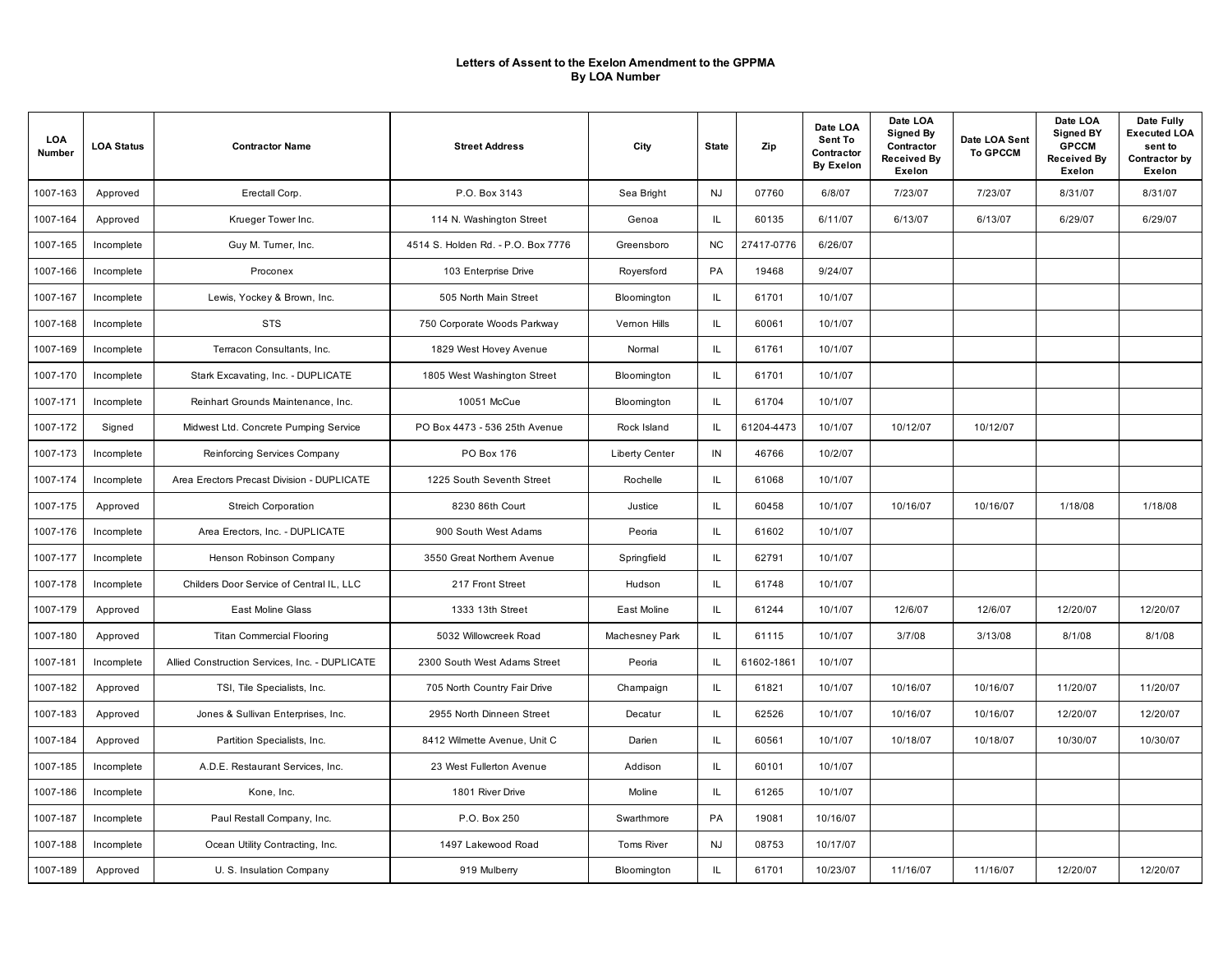# Letters of Assent to the Exelon Amendment to the GPPMA
## By LOA Number

| LOA Number | LOA Status | Contractor Name | Street Address | City | State | Zip | Date LOA Sent To Contractor By Exelon | Date LOA Signed By Contractor Received By Exelon | Date LOA Sent To GPCCM | Date LOA Signed BY GPCCM Received By Exelon | Date Fully Executed LOA sent to Contractor by Exelon |
|---|---|---|---|---|---|---|---|---|---|---|---|
| 1007-163 | Approved | Erectall Corp. | P.O. Box 3143 | Sea Bright | NJ | 07760 | 6/8/07 | 7/23/07 | 7/23/07 | 8/31/07 | 8/31/07 |
| 1007-164 | Approved | Krueger Tower Inc. | 114 N. Washington Street | Genoa | IL | 60135 | 6/11/07 | 6/13/07 | 6/13/07 | 6/29/07 | 6/29/07 |
| 1007-165 | Incomplete | Guy M. Turner, Inc. | 4514 S. Holden Rd. - P.O. Box 7776 | Greensboro | NC | 27417-0776 | 6/26/07 | | | | |
| 1007-166 | Incomplete | Proconex | 103 Enterprise Drive | Royersford | PA | 19468 | 9/24/07 | | | | |
| 1007-167 | Incomplete | Lewis, Yockey & Brown, Inc. | 505 North Main Street | Bloomington | IL | 61701 | 10/1/07 | | | | |
| 1007-168 | Incomplete | STS | 750 Corporate Woods Parkway | Vernon Hills | IL | 60061 | 10/1/07 | | | | |
| 1007-169 | Incomplete | Terracon Consultants, Inc. | 1829 West Hovey Avenue | Normal | IL | 61761 | 10/1/07 | | | | |
| 1007-170 | Incomplete | Stark Excavating, Inc. - DUPLICATE | 1805 West Washington Street | Bloomington | IL | 61701 | 10/1/07 | | | | |
| 1007-171 | Incomplete | Reinhart Grounds Maintenance, Inc. | 10051 McCue | Bloomington | IL | 61704 | 10/1/07 | | | | |
| 1007-172 | Signed | Midwest Ltd. Concrete Pumping Service | PO Box 4473 - 536 25th Avenue | Rock Island | IL | 61204-4473 | 10/1/07 | 10/12/07 | 10/12/07 | | |
| 1007-173 | Incomplete | Reinforcing Services Company | PO Box 176 | Liberty Center | IN | 46766 | 10/2/07 | | | | |
| 1007-174 | Incomplete | Area Erectors Precast Division - DUPLICATE | 1225 South Seventh Street | Rochelle | IL | 61068 | 10/1/07 | | | | |
| 1007-175 | Approved | Streich Corporation | 8230 86th Court | Justice | IL | 60458 | 10/1/07 | 10/16/07 | 10/16/07 | 1/18/08 | 1/18/08 |
| 1007-176 | Incomplete | Area Erectors, Inc. - DUPLICATE | 900 South West Adams | Peoria | IL | 61602 | 10/1/07 | | | | |
| 1007-177 | Incomplete | Henson Robinson Company | 3550 Great Northern Avenue | Springfield | IL | 62791 | 10/1/07 | | | | |
| 1007-178 | Incomplete | Childers Door Service of Central IL, LLC | 217 Front Street | Hudson | IL | 61748 | 10/1/07 | | | | |
| 1007-179 | Approved | East Moline Glass | 1333 13th Street | East Moline | IL | 61244 | 10/1/07 | 12/6/07 | 12/6/07 | 12/20/07 | 12/20/07 |
| 1007-180 | Approved | Titan Commercial Flooring | 5032 Willowcreek Road | Machesney Park | IL | 61115 | 10/1/07 | 3/7/08 | 3/13/08 | 8/1/08 | 8/1/08 |
| 1007-181 | Incomplete | Allied Construction Services, Inc. - DUPLICATE | 2300 South West Adams Street | Peoria | IL | 61602-1861 | 10/1/07 | | | | |
| 1007-182 | Approved | TSI, Tile Specialists, Inc. | 705 North Country Fair Drive | Champaign | IL | 61821 | 10/1/07 | 10/16/07 | 10/16/07 | 11/20/07 | 11/20/07 |
| 1007-183 | Approved | Jones & Sullivan Enterprises, Inc. | 2955 North Dinneen Street | Decatur | IL | 62526 | 10/1/07 | 10/16/07 | 10/16/07 | 12/20/07 | 12/20/07 |
| 1007-184 | Approved | Partition Specialists, Inc. | 8412 Wilmette Avenue, Unit C | Darien | IL | 60561 | 10/1/07 | 10/18/07 | 10/18/07 | 10/30/07 | 10/30/07 |
| 1007-185 | Incomplete | A.D.E. Restaurant Services, Inc. | 23 West Fullerton Avenue | Addison | IL | 60101 | 10/1/07 | | | | |
| 1007-186 | Incomplete | Kone, Inc. | 1801 River Drive | Moline | IL | 61265 | 10/1/07 | | | | |
| 1007-187 | Incomplete | Paul Restall Company, Inc. | P.O. Box 250 | Swarthmore | PA | 19081 | 10/16/07 | | | | |
| 1007-188 | Incomplete | Ocean Utility Contracting, Inc. | 1497 Lakewood Road | Toms River | NJ | 08753 | 10/17/07 | | | | |
| 1007-189 | Approved | U. S. Insulation Company | 919 Mulberry | Bloomington | IL | 61701 | 10/23/07 | 11/16/07 | 11/16/07 | 12/20/07 | 12/20/07 |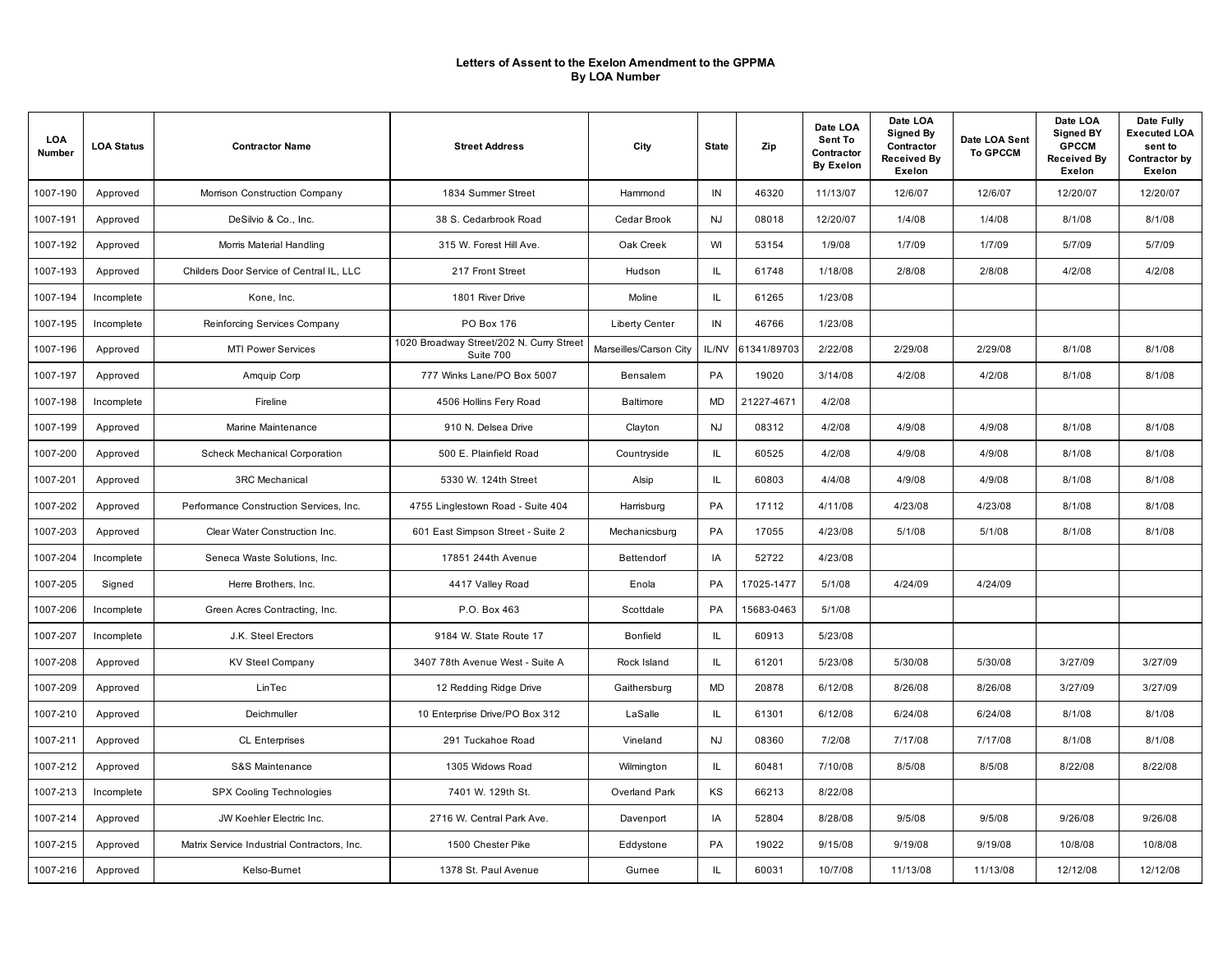# Letters of Assent to the Exelon Amendment to the GPPMA
## By LOA Number

| LOA Number | LOA Status | Contractor Name | Street Address | City | State | Zip | Date LOA Sent To Contractor By Exelon | Date LOA Signed By Contractor Received By Exelon | Date LOA Sent To GPCCM | Date LOA Signed BY GPCCM Received By Exelon | Date Fully Executed LOA sent to Contractor by Exelon |
|---|---|---|---|---|---|---|---|---|---|---|---|
| 1007-190 | Approved | Morrison Construction Company | 1834 Summer Street | Hammond | IN | 46320 | 11/13/07 | 12/6/07 | 12/6/07 | 12/20/07 | 12/20/07 |
| 1007-191 | Approved | DeSilvio & Co., Inc. | 38 S. Cedarbrook Road | Cedar Brook | NJ | 08018 | 12/20/07 | 1/4/08 | 1/4/08 | 8/1/08 | 8/1/08 |
| 1007-192 | Approved | Morris Material Handling | 315 W. Forest Hill Ave. | Oak Creek | WI | 53154 | 1/9/08 | 1/7/09 | 1/7/09 | 5/7/09 | 5/7/09 |
| 1007-193 | Approved | Childers Door Service of Central IL, LLC | 217 Front Street | Hudson | IL | 61748 | 1/18/08 | 2/8/08 | 2/8/08 | 4/2/08 | 4/2/08 |
| 1007-194 | Incomplete | Kone, Inc. | 1801 River Drive | Moline | IL | 61265 | 1/23/08 | | | | |
| 1007-195 | Incomplete | Reinforcing Services Company | PO Box 176 | Liberty Center | IN | 46766 | 1/23/08 | | | | |
| 1007-196 | Approved | MTI Power Services | 1020 Broadway Street/202 N. Curry Street Suite 700 | Marseilles/Carson City | IL/NV | 61341/89703 | 2/22/08 | 2/29/08 | 2/29/08 | 8/1/08 | 8/1/08 |
| 1007-197 | Approved | Amquip Corp | 777 Winks Lane/PO Box 5007 | Bensalem | PA | 19020 | 3/14/08 | 4/2/08 | 4/2/08 | 8/1/08 | 8/1/08 |
| 1007-198 | Incomplete | Fireline | 4506 Hollins Fery Road | Baltimore | MD | 21227-4671 | 4/2/08 | | | | |
| 1007-199 | Approved | Marine Maintenance | 910 N. Delsea Drive | Clayton | NJ | 08312 | 4/2/08 | 4/9/08 | 4/9/08 | 8/1/08 | 8/1/08 |
| 1007-200 | Approved | Scheck Mechanical Corporation | 500 E. Plainfield Road | Countryside | IL | 60525 | 4/2/08 | 4/9/08 | 4/9/08 | 8/1/08 | 8/1/08 |
| 1007-201 | Approved | 3RC Mechanical | 5330 W. 124th Street | Alsip | IL | 60803 | 4/4/08 | 4/9/08 | 4/9/08 | 8/1/08 | 8/1/08 |
| 1007-202 | Approved | Performance Construction Services, Inc. | 4755 Linglestown Road - Suite 404 | Harrisburg | PA | 17112 | 4/11/08 | 4/23/08 | 4/23/08 | 8/1/08 | 8/1/08 |
| 1007-203 | Approved | Clear Water Construction Inc. | 601 East Simpson Street - Suite 2 | Mechanicsburg | PA | 17055 | 4/23/08 | 5/1/08 | 5/1/08 | 8/1/08 | 8/1/08 |
| 1007-204 | Incomplete | Seneca Waste Solutions, Inc. | 17851 244th Avenue | Bettendorf | IA | 52722 | 4/23/08 | | | | |
| 1007-205 | Signed | Herre Brothers, Inc. | 4417 Valley Road | Enola | PA | 17025-1477 | 5/1/08 | 4/24/09 | 4/24/09 | | |
| 1007-206 | Incomplete | Green Acres Contracting, Inc. | P.O. Box 463 | Scottdale | PA | 15683-0463 | 5/1/08 | | | | |
| 1007-207 | Incomplete | J.K. Steel Erectors | 9184 W. State Route 17 | Bonfield | IL | 60913 | 5/23/08 | | | | |
| 1007-208 | Approved | KV Steel Company | 3407 78th Avenue West - Suite A | Rock Island | IL | 61201 | 5/23/08 | 5/30/08 | 5/30/08 | 3/27/09 | 3/27/09 |
| 1007-209 | Approved | LinTec | 12 Redding Ridge Drive | Gaithersburg | MD | 20878 | 6/12/08 | 8/26/08 | 8/26/08 | 3/27/09 | 3/27/09 |
| 1007-210 | Approved | Deichmuller | 10 Enterprise Drive/PO Box 312 | LaSalle | IL | 61301 | 6/12/08 | 6/24/08 | 6/24/08 | 8/1/08 | 8/1/08 |
| 1007-211 | Approved | CL Enterprises | 291 Tuckahoe Road | Vineland | NJ | 08360 | 7/2/08 | 7/17/08 | 7/17/08 | 8/1/08 | 8/1/08 |
| 1007-212 | Approved | S&S Maintenance | 1305 Widows Road | Wilmington | IL | 60481 | 7/10/08 | 8/5/08 | 8/5/08 | 8/22/08 | 8/22/08 |
| 1007-213 | Incomplete | SPX Cooling Technologies | 7401 W. 129th St. | Overland Park | KS | 66213 | 8/22/08 | | | | |
| 1007-214 | Approved | JW Koehler Electric Inc. | 2716 W. Central Park Ave. | Davenport | IA | 52804 | 8/28/08 | 9/5/08 | 9/5/08 | 9/26/08 | 9/26/08 |
| 1007-215 | Approved | Matrix Service Industrial Contractors, Inc. | 1500 Chester Pike | Eddystone | PA | 19022 | 9/15/08 | 9/19/08 | 9/19/08 | 10/8/08 | 10/8/08 |
| 1007-216 | Approved | Kelso-Burnet | 1378 St. Paul Avenue | Gurnee | IL | 60031 | 10/7/08 | 11/13/08 | 11/13/08 | 12/12/08 | 12/12/08 |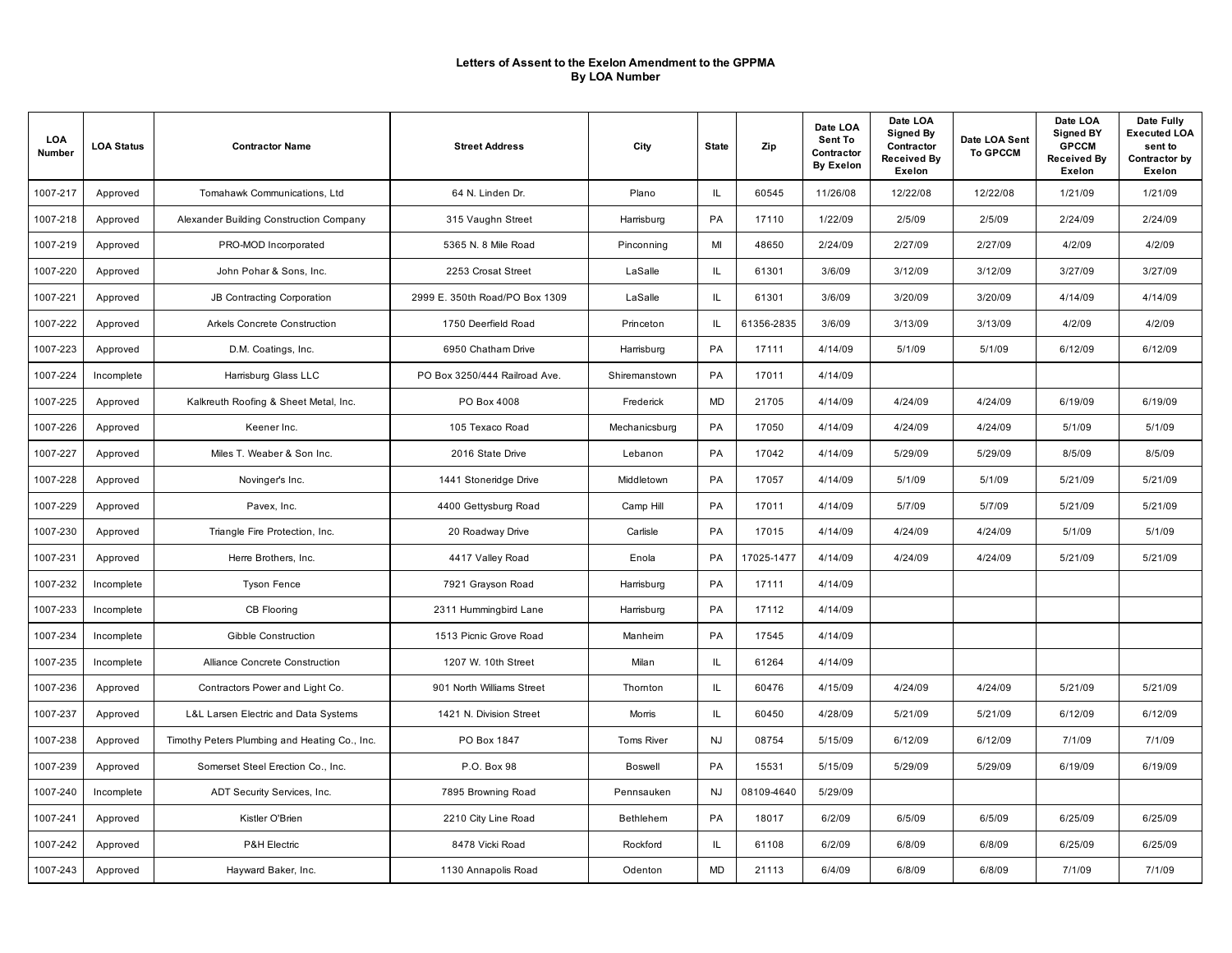# Letters of Assent to the Exelon Amendment to the GPPMA
## By LOA Number

| LOA Number | LOA Status | Contractor Name | Street Address | City | State | Zip | Date LOA Sent To Contractor By Exelon | Date LOA Signed By Contractor Received By Exelon | Date LOA Sent To GPCCM | Date LOA Signed BY GPCCM Received By Exelon | Date Fully Executed LOA sent to Contractor by Exelon |
|---|---|---|---|---|---|---|---|---|---|---|---|
| 1007-217 | Approved | Tomahawk Communications, Ltd | 64 N. Linden Dr. | Plano | IL | 60545 | 11/26/08 | 12/22/08 | 12/22/08 | 1/21/09 | 1/21/09 |
| 1007-218 | Approved | Alexander Building Construction Company | 315 Vaughn Street | Harrisburg | PA | 17110 | 1/22/09 | 2/5/09 | 2/5/09 | 2/24/09 | 2/24/09 |
| 1007-219 | Approved | PRO-MOD Incorporated | 5365 N. 8 Mile Road | Pinconning | MI | 48650 | 2/24/09 | 2/27/09 | 2/27/09 | 4/2/09 | 4/2/09 |
| 1007-220 | Approved | John Pohar & Sons, Inc. | 2253 Crosat Street | LaSalle | IL | 61301 | 3/6/09 | 3/12/09 | 3/12/09 | 3/27/09 | 3/27/09 |
| 1007-221 | Approved | JB Contracting Corporation | 2999 E. 350th Road/PO Box 1309 | LaSalle | IL | 61301 | 3/6/09 | 3/20/09 | 3/20/09 | 4/14/09 | 4/14/09 |
| 1007-222 | Approved | Arkels Concrete Construction | 1750 Deerfield Road | Princeton | IL | 61356-2835 | 3/6/09 | 3/13/09 | 3/13/09 | 4/2/09 | 4/2/09 |
| 1007-223 | Approved | D.M. Coatings, Inc. | 6950 Chatham Drive | Harrisburg | PA | 17111 | 4/14/09 | 5/1/09 | 5/1/09 | 6/12/09 | 6/12/09 |
| 1007-224 | Incomplete | Harrisburg Glass LLC | PO Box 3250/444 Railroad Ave. | Shiremanstown | PA | 17011 | 4/14/09 | | | | |
| 1007-225 | Approved | Kalkreuth Roofing & Sheet Metal, Inc. | PO Box 4008 | Frederick | MD | 21705 | 4/14/09 | 4/24/09 | 4/24/09 | 6/19/09 | 6/19/09 |
| 1007-226 | Approved | Keener Inc. | 105 Texaco Road | Mechanicsburg | PA | 17050 | 4/14/09 | 4/24/09 | 4/24/09 | 5/1/09 | 5/1/09 |
| 1007-227 | Approved | Miles T. Weaber & Son Inc. | 2016 State Drive | Lebanon | PA | 17042 | 4/14/09 | 5/29/09 | 5/29/09 | 8/5/09 | 8/5/09 |
| 1007-228 | Approved | Novinger's Inc. | 1441 Stoneridge Drive | Middletown | PA | 17057 | 4/14/09 | 5/1/09 | 5/1/09 | 5/21/09 | 5/21/09 |
| 1007-229 | Approved | Pavex, Inc. | 4400 Gettysburg Road | Camp Hill | PA | 17011 | 4/14/09 | 5/7/09 | 5/7/09 | 5/21/09 | 5/21/09 |
| 1007-230 | Approved | Triangle Fire Protection, Inc. | 20 Roadway Drive | Carlisle | PA | 17015 | 4/14/09 | 4/24/09 | 4/24/09 | 5/1/09 | 5/1/09 |
| 1007-231 | Approved | Herre Brothers, Inc. | 4417 Valley Road | Enola | PA | 17025-1477 | 4/14/09 | 4/24/09 | 4/24/09 | 5/21/09 | 5/21/09 |
| 1007-232 | Incomplete | Tyson Fence | 7921 Grayson Road | Harrisburg | PA | 17111 | 4/14/09 | | | | |
| 1007-233 | Incomplete | CB Flooring | 2311 Hummingbird Lane | Harrisburg | PA | 17112 | 4/14/09 | | | | |
| 1007-234 | Incomplete | Gibble Construction | 1513 Picnic Grove Road | Manheim | PA | 17545 | 4/14/09 | | | | |
| 1007-235 | Incomplete | Alliance Concrete Construction | 1207 W. 10th Street | Milan | IL | 61264 | 4/14/09 | | | | |
| 1007-236 | Approved | Contractors Power and Light Co. | 901 North Williams Street | Thornton | IL | 60476 | 4/15/09 | 4/24/09 | 4/24/09 | 5/21/09 | 5/21/09 |
| 1007-237 | Approved | L&L Larsen Electric and Data Systems | 1421 N. Division Street | Morris | IL | 60450 | 4/28/09 | 5/21/09 | 5/21/09 | 6/12/09 | 6/12/09 |
| 1007-238 | Approved | Timothy Peters Plumbing and Heating Co., Inc. | PO Box 1847 | Toms River | NJ | 08754 | 5/15/09 | 6/12/09 | 6/12/09 | 7/1/09 | 7/1/09 |
| 1007-239 | Approved | Somerset Steel Erection Co., Inc. | P.O. Box 98 | Boswell | PA | 15531 | 5/15/09 | 5/29/09 | 5/29/09 | 6/19/09 | 6/19/09 |
| 1007-240 | Incomplete | ADT Security Services, Inc. | 7895 Browning Road | Pennsauken | NJ | 08109-4640 | 5/29/09 | | | | |
| 1007-241 | Approved | Kistler O'Brien | 2210 City Line Road | Bethlehem | PA | 18017 | 6/2/09 | 6/5/09 | 6/5/09 | 6/25/09 | 6/25/09 |
| 1007-242 | Approved | P&H Electric | 8478 Vicki Road | Rockford | IL | 61108 | 6/2/09 | 6/8/09 | 6/8/09 | 6/25/09 | 6/25/09 |
| 1007-243 | Approved | Hayward Baker, Inc. | 1130 Annapolis Road | Odenton | MD | 21113 | 6/4/09 | 6/8/09 | 6/8/09 | 7/1/09 | 7/1/09 |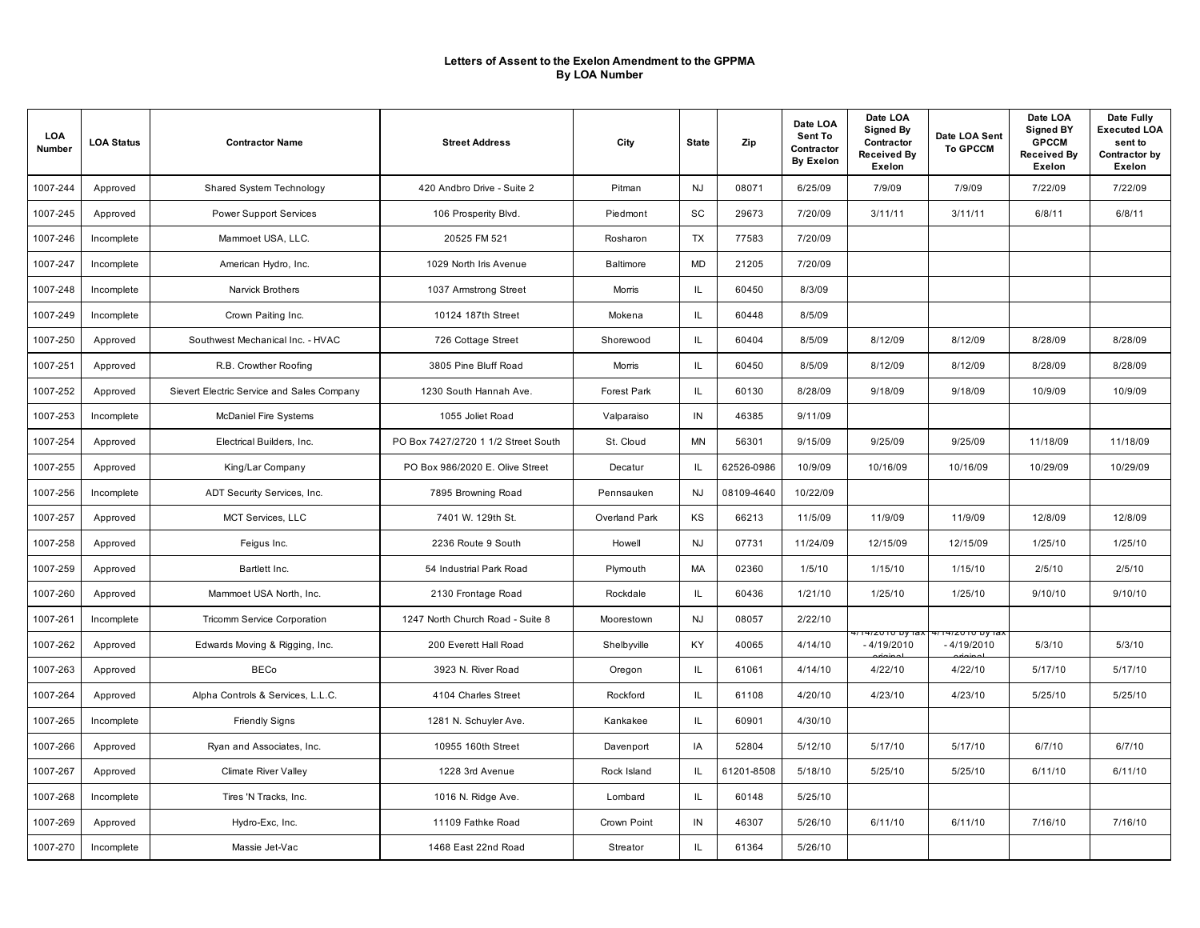# Letters of Assent to the Exelon Amendment to the GPPMA
## By LOA Number

| LOA Number | LOA Status | Contractor Name | Street Address | City | State | Zip | Date LOA Sent To Contractor By Exelon | Date LOA Signed By Contractor Received By Exelon | Date LOA Sent To GPCCM | Date LOA Signed BY GPCCM Received By Exelon | Date Fully Executed LOA sent to Contractor by Exelon |
|---|---|---|---|---|---|---|---|---|---|---|---|
| 1007-244 | Approved | Shared System Technology | 420 Andbro Drive - Suite 2 | Pitman | NJ | 08071 | 6/25/09 | 7/9/09 | 7/9/09 | 7/22/09 | 7/22/09 |
| 1007-245 | Approved | Power Support Services | 106 Prosperity Blvd. | Piedmont | SC | 29673 | 7/20/09 | 3/11/11 | 3/11/11 | 6/8/11 | 6/8/11 |
| 1007-246 | Incomplete | Mammoet USA, LLC. | 20525 FM 521 | Rosharon | TX | 77583 | 7/20/09 | | | | |
| 1007-247 | Incomplete | American Hydro, Inc. | 1029 North Iris Avenue | Baltimore | MD | 21205 | 7/20/09 | | | | |
| 1007-248 | Incomplete | Narvick Brothers | 1037 Armstrong Street | Morris | IL | 60450 | 8/3/09 | | | | |
| 1007-249 | Incomplete | Crown Paiting Inc. | 10124 187th Street | Mokena | IL | 60448 | 8/5/09 | | | | |
| 1007-250 | Approved | Southwest Mechanical Inc. - HVAC | 726 Cottage Street | Shorewood | IL | 60404 | 8/5/09 | 8/12/09 | 8/12/09 | 8/28/09 | 8/28/09 |
| 1007-251 | Approved | R.B. Crowther Roofing | 3805 Pine Bluff Road | Morris | IL | 60450 | 8/5/09 | 8/12/09 | 8/12/09 | 8/28/09 | 8/28/09 |
| 1007-252 | Approved | Sievert Electric Service and Sales Company | 1230 South Hannah Ave. | Forest Park | IL | 60130 | 8/28/09 | 9/18/09 | 9/18/09 | 10/9/09 | 10/9/09 |
| 1007-253 | Incomplete | McDaniel Fire Systems | 1055 Joliet Road | Valparaiso | IN | 46385 | 9/11/09 | | | | |
| 1007-254 | Approved | Electrical Builders, Inc. | PO Box 7427/2720 1 1/2 Street South | St. Cloud | MN | 56301 | 9/15/09 | 9/25/09 | 9/25/09 | 11/18/09 | 11/18/09 |
| 1007-255 | Approved | King/Lar Company | PO Box 986/2020 E. Olive Street | Decatur | IL | 62526-0986 | 10/9/09 | 10/16/09 | 10/16/09 | 10/29/09 | 10/29/09 |
| 1007-256 | Incomplete | ADT Security Services, Inc. | 7895 Browning Road | Pennsauken | NJ | 08109-4640 | 10/22/09 | | | | |
| 1007-257 | Approved | MCT Services, LLC | 7401 W. 129th St. | Overland Park | KS | 66213 | 11/5/09 | 11/9/09 | 11/9/09 | 12/8/09 | 12/8/09 |
| 1007-258 | Approved | Feigus Inc. | 2236 Route 9 South | Howell | NJ | 07731 | 11/24/09 | 12/15/09 | 12/15/09 | 1/25/10 | 1/25/10 |
| 1007-259 | Approved | Bartlett Inc. | 54 Industrial Park Road | Plymouth | MA | 02360 | 1/5/10 | 1/15/10 | 1/15/10 | 2/5/10 | 2/5/10 |
| 1007-260 | Approved | Mammoet USA North, Inc. | 2130 Frontage Road | Rockdale | IL | 60436 | 1/21/10 | 1/25/10 | 1/25/10 | 9/10/10 | 9/10/10 |
| 1007-261 | Incomplete | Tricomm Service Corporation | 1247 North Church Road - Suite 8 | Moorestown | NJ | 08057 | 2/22/10 | | | | |
| 1007-262 | Approved | Edwards Moving & Rigging, Inc. | 200 Everett Hall Road | Shelbyville | KY | 40065 | 4/14/10 | 4/14/2010 by fax - 4/19/2010 original | 4/14/2010 by fax - 4/19/2010 original | 5/3/10 | 5/3/10 |
| 1007-263 | Approved | BECo | 3923 N. River Road | Oregon | IL | 61061 | 4/14/10 | 4/22/10 | 4/22/10 | 5/17/10 | 5/17/10 |
| 1007-264 | Approved | Alpha Controls & Services, L.L.C. | 4104 Charles Street | Rockford | IL | 61108 | 4/20/10 | 4/23/10 | 4/23/10 | 5/25/10 | 5/25/10 |
| 1007-265 | Incomplete | Friendly Signs | 1281 N. Schuyler Ave. | Kankakee | IL | 60901 | 4/30/10 | | | | |
| 1007-266 | Approved | Ryan and Associates, Inc. | 10955 160th Street | Davenport | IA | 52804 | 5/12/10 | 5/17/10 | 5/17/10 | 6/7/10 | 6/7/10 |
| 1007-267 | Approved | Climate River Valley | 1228 3rd Avenue | Rock Island | IL | 61201-8508 | 5/18/10 | 5/25/10 | 5/25/10 | 6/11/10 | 6/11/10 |
| 1007-268 | Incomplete | Tires 'N Tracks, Inc. | 1016 N. Ridge Ave. | Lombard | IL | 60148 | 5/25/10 | | | | |
| 1007-269 | Approved | Hydro-Exc, Inc. | 11109 Fathke Road | Crown Point | IN | 46307 | 5/26/10 | 6/11/10 | 6/11/10 | 7/16/10 | 7/16/10 |
| 1007-270 | Incomplete | Massie Jet-Vac | 1468 East 22nd Road | Streator | IL | 61364 | 5/26/10 | | | | |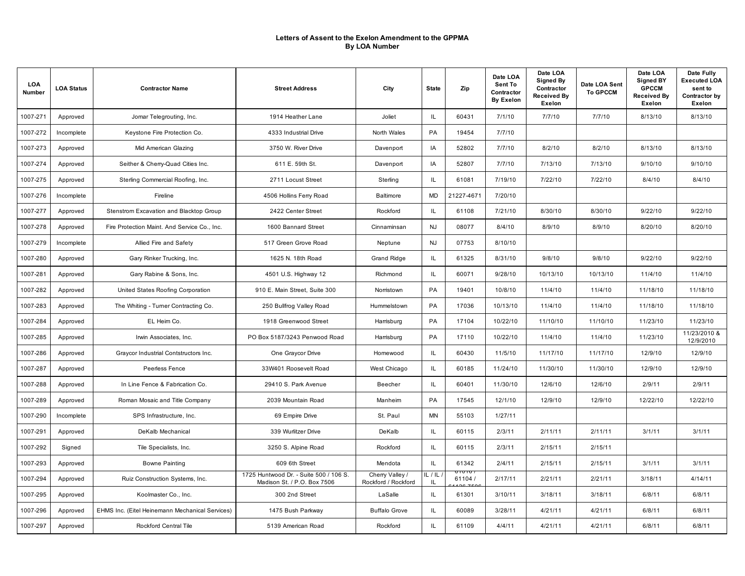# Letters of Assent to the Exelon Amendment to the GPPMA
## By LOA Number

| LOA Number | LOA Status | Contractor Name | Street Address | City | State | Zip | Date LOA Sent To Contractor By Exelon | Date LOA Signed By Contractor Received By Exelon | Date LOA Sent To GPCCM | Date LOA Signed BY GPCCM Received By Exelon | Date Fully Executed LOA sent to Contractor by Exelon |
|---|---|---|---|---|---|---|---|---|---|---|---|
| 1007-271 | Approved | Jomar Telegrouting, Inc. | 1914 Heather Lane | Joliet | IL | 60431 | 7/1/10 | 7/7/10 | 7/7/10 | 8/13/10 | 8/13/10 |
| 1007-272 | Incomplete | Keystone Fire Protection Co. | 4333 Industrial Drive | North Wales | PA | 19454 | 7/7/10 | | | | |
| 1007-273 | Approved | Mid American Glazing | 3750 W. River Drive | Davenport | IA | 52802 | 7/7/10 | 8/2/10 | 8/2/10 | 8/13/10 | 8/13/10 |
| 1007-274 | Approved | Seither & Cherry-Quad Cities Inc. | 611 E. 59th St. | Davenport | IA | 52807 | 7/7/10 | 7/13/10 | 7/13/10 | 9/10/10 | 9/10/10 |
| 1007-275 | Approved | Sterling Commercial Roofing, Inc. | 2711 Locust Street | Sterling | IL | 61081 | 7/19/10 | 7/22/10 | 7/22/10 | 8/4/10 | 8/4/10 |
| 1007-276 | Incomplete | Fireline | 4506 Hollins Ferry Road | Baltimore | MD | 21227-4671 | 7/20/10 | | | | |
| 1007-277 | Approved | Stenstrom Excavation and Blacktop Group | 2422 Center Street | Rockford | IL | 61108 | 7/21/10 | 8/30/10 | 8/30/10 | 9/22/10 | 9/22/10 |
| 1007-278 | Approved | Fire Protection Maint. And Service Co., Inc. | 1600 Bannard Street | Cinnaminsan | NJ | 08077 | 8/4/10 | 8/9/10 | 8/9/10 | 8/20/10 | 8/20/10 |
| 1007-279 | Incomplete | Allied Fire and Safety | 517 Green Grove Road | Neptune | NJ | 07753 | 8/10/10 | | | | |
| 1007-280 | Approved | Gary Rinker Trucking, Inc. | 1625 N. 18th Road | Grand Ridge | IL | 61325 | 8/31/10 | 9/8/10 | 9/8/10 | 9/22/10 | 9/22/10 |
| 1007-281 | Approved | Gary Rabine & Sons, Inc. | 4501 U.S. Highway 12 | Richmond | IL | 60071 | 9/28/10 | 10/13/10 | 10/13/10 | 11/4/10 | 11/4/10 |
| 1007-282 | Approved | United States Roofing Corporation | 910 E. Main Street, Suite 300 | Norristown | PA | 19401 | 10/8/10 | 11/4/10 | 11/4/10 | 11/18/10 | 11/18/10 |
| 1007-283 | Approved | The Whiting - Turner Contracting Co. | 250 Bullfrog Valley Road | Hummelstown | PA | 17036 | 10/13/10 | 11/4/10 | 11/4/10 | 11/18/10 | 11/18/10 |
| 1007-284 | Approved | EL Heim Co. | 1918 Greenwood Street | Harrisburg | PA | 17104 | 10/22/10 | 11/10/10 | 11/10/10 | 11/23/10 | 11/23/10 |
| 1007-285 | Approved | Irwin Associates, Inc. | PO Box 5187/3243 Penwood Road | Harrisburg | PA | 17110 | 10/22/10 | 11/4/10 | 11/4/10 | 11/23/10 | 11/23/2010 & 12/9/2010 |
| 1007-286 | Approved | Graycor Industrial Contstructors Inc. | One Graycor Drive | Homewood | IL | 60430 | 11/5/10 | 11/17/10 | 11/17/10 | 12/9/10 | 12/9/10 |
| 1007-287 | Approved | Peerless Fence | 33W401 Roosevelt Road | West Chicago | IL | 60185 | 11/24/10 | 11/30/10 | 11/30/10 | 12/9/10 | 12/9/10 |
| 1007-288 | Approved | In Line Fence & Fabrication Co. | 29410 S. Park Avenue | Beecher | IL | 60401 | 11/30/10 | 12/6/10 | 12/6/10 | 2/9/11 | 2/9/11 |
| 1007-289 | Approved | Roman Mosaic and Title Company | 2039 Mountain Road | Manheim | PA | 17545 | 12/1/10 | 12/9/10 | 12/9/10 | 12/22/10 | 12/22/10 |
| 1007-290 | Incomplete | SPS Infrastructure, Inc. | 69 Empire Drive | St. Paul | MN | 55103 | 1/27/11 | | | | |
| 1007-291 | Approved | DeKalb Mechanical | 339 Wurlitzer Drive | DeKalb | IL | 60115 | 2/3/11 | 2/11/11 | 2/11/11 | 3/1/11 | 3/1/11 |
| 1007-292 | Signed | Tile Specialists, Inc. | 3250 S. Alpine Road | Rockford | IL | 60115 | 2/3/11 | 2/15/11 | 2/15/11 | | |
| 1007-293 | Approved | Bowne Painting | 609 6th Street | Mendota | IL | 61342 | 2/4/11 | 2/15/11 | 2/15/11 | 3/1/11 | 3/1/11 |
| 1007-294 | Approved | Ruiz Construction Systems, Inc. | 1725 Huntwood Dr. - Suite 500 / 106 S. Madison St. / P.O. Box 7506 | Cherry Valley / Rockford / Rockford | IL / IL / IL | 61016 / 61104 / 61126-7506 | 2/17/11 | 2/21/11 | 2/21/11 | 3/18/11 | 4/14/11 |
| 1007-295 | Approved | Koolmaster Co., Inc. | 300 2nd Street | LaSalle | IL | 61301 | 3/10/11 | 3/18/11 | 3/18/11 | 6/8/11 | 6/8/11 |
| 1007-296 | Approved | EHMS Inc. (Eitel Heinemann Mechanical Services) | 1475 Bush Parkway | Buffalo Grove | IL | 60089 | 3/28/11 | 4/21/11 | 4/21/11 | 6/8/11 | 6/8/11 |
| 1007-297 | Approved | Rockford Central Tile | 5139 American Road | Rockford | IL | 61109 | 4/4/11 | 4/21/11 | 4/21/11 | 6/8/11 | 6/8/11 |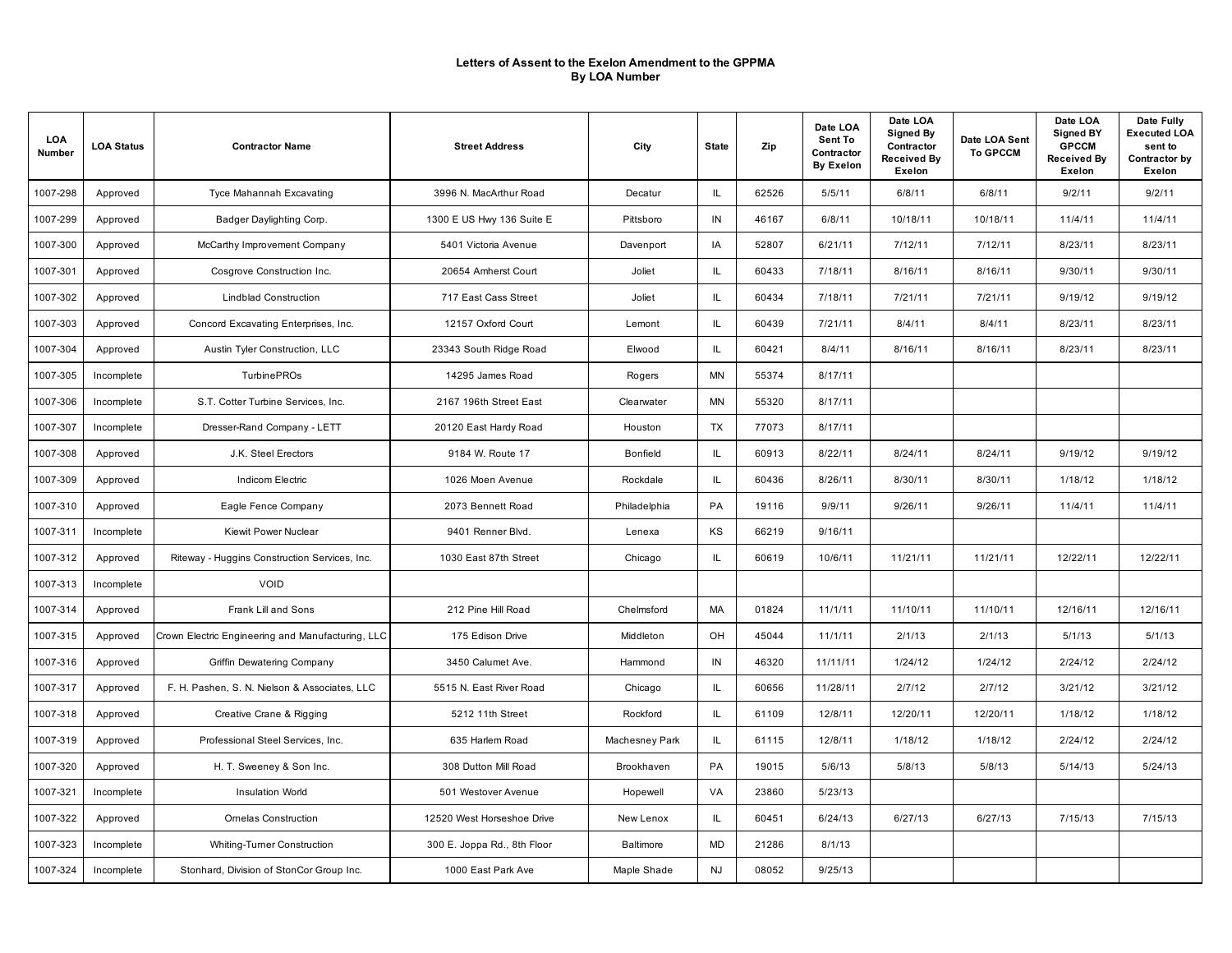# Letters of Assent to the Exelon Amendment to the GPPMA
## By LOA Number

| LOA Number | LOA Status | Contractor Name | Street Address | City | State | Zip | Date LOA Sent To Contractor By Exelon | Date LOA Signed By Contractor Received By Exelon | Date LOA Sent To GPCCM | Date LOA Signed BY GPCCM Received By Exelon | Date Fully Executed LOA sent to Contractor by Exelon |
|---|---|---|---|---|---|---|---|---|---|---|---|
| 1007-298 | Approved | Tyce Mahannah Excavating | 3996 N. MacArthur Road | Decatur | IL | 62526 | 5/5/11 | 6/8/11 | 6/8/11 | 9/2/11 | 9/2/11 |
| 1007-299 | Approved | Badger Daylighting Corp. | 1300 E US Hwy 136 Suite E | Pittsboro | IN | 46167 | 6/8/11 | 10/18/11 | 10/18/11 | 11/4/11 | 11/4/11 |
| 1007-300 | Approved | McCarthy Improvement Company | 5401 Victoria Avenue | Davenport | IA | 52807 | 6/21/11 | 7/12/11 | 7/12/11 | 8/23/11 | 8/23/11 |
| 1007-301 | Approved | Cosgrove Construction Inc. | 20654 Amherst Court | Joliet | IL | 60433 | 7/18/11 | 8/16/11 | 8/16/11 | 9/30/11 | 9/30/11 |
| 1007-302 | Approved | Lindblad Construction | 717 East Cass Street | Joliet | IL | 60434 | 7/18/11 | 7/21/11 | 7/21/11 | 9/19/12 | 9/19/12 |
| 1007-303 | Approved | Concord Excavating Enterprises, Inc. | 12157 Oxford Court | Lemont | IL | 60439 | 7/21/11 | 8/4/11 | 8/4/11 | 8/23/11 | 8/23/11 |
| 1007-304 | Approved | Austin Tyler Construction, LLC | 23343 South Ridge Road | Elwood | IL | 60421 | 8/4/11 | 8/16/11 | 8/16/11 | 8/23/11 | 8/23/11 |
| 1007-305 | Incomplete | TurbinePROs | 14295 James Road | Rogers | MN | 55374 | 8/17/11 | | | | |
| 1007-306 | Incomplete | S.T. Cotter Turbine Services, Inc. | 2167 196th Street East | Clearwater | MN | 55320 | 8/17/11 | | | | |
| 1007-307 | Incomplete | Dresser-Rand Company - LETT | 20120 East Hardy Road | Houston | TX | 77073 | 8/17/11 | | | | |
| 1007-308 | Approved | J.K. Steel Erectors | 9184 W. Route 17 | Bonfield | IL | 60913 | 8/22/11 | 8/24/11 | 8/24/11 | 9/19/12 | 9/19/12 |
| 1007-309 | Approved | Indicom Electric | 1026 Moen Avenue | Rockdale | IL | 60436 | 8/26/11 | 8/30/11 | 8/30/11 | 1/18/12 | 1/18/12 |
| 1007-310 | Approved | Eagle Fence Company | 2073 Bennett Road | Philadelphia | PA | 19116 | 9/9/11 | 9/26/11 | 9/26/11 | 11/4/11 | 11/4/11 |
| 1007-311 | Incomplete | Kiewit Power Nuclear | 9401 Renner Blvd. | Lenexa | KS | 66219 | 9/16/11 | | | | |
| 1007-312 | Approved | Riteway - Huggins Construction Services, Inc. | 1030 East 87th Street | Chicago | IL | 60619 | 10/6/11 | 11/21/11 | 11/21/11 | 12/22/11 | 12/22/11 |
| 1007-313 | Incomplete | VOID | | | | | | | | | |
| 1007-314 | Approved | Frank Lill and Sons | 212 Pine Hill Road | Chelmsford | MA | 01824 | 11/1/11 | 11/10/11 | 11/10/11 | 12/16/11 | 12/16/11 |
| 1007-315 | Approved | Crown Electric Engineering and Manufacturing, LLC | 175 Edison Drive | Middleton | OH | 45044 | 11/1/11 | 2/1/13 | 2/1/13 | 5/1/13 | 5/1/13 |
| 1007-316 | Approved | Griffin Dewatering Company | 3450 Calumet Ave. | Hammond | IN | 46320 | 11/11/11 | 1/24/12 | 1/24/12 | 2/24/12 | 2/24/12 |
| 1007-317 | Approved | F. H. Pashen, S. N. Nielson & Associates, LLC | 5515 N. East River Road | Chicago | IL | 60656 | 11/28/11 | 2/7/12 | 2/7/12 | 3/21/12 | 3/21/12 |
| 1007-318 | Approved | Creative Crane & Rigging | 5212 11th Street | Rockford | IL | 61109 | 12/8/11 | 12/20/11 | 12/20/11 | 1/18/12 | 1/18/12 |
| 1007-319 | Approved | Professional Steel Services, Inc. | 635 Harlem Road | Machesney Park | IL | 61115 | 12/8/11 | 1/18/12 | 1/18/12 | 2/24/12 | 2/24/12 |
| 1007-320 | Approved | H. T. Sweeney & Son Inc. | 308 Dutton Mill Road | Brookhaven | PA | 19015 | 5/6/13 | 5/8/13 | 5/8/13 | 5/14/13 | 5/24/13 |
| 1007-321 | Incomplete | Insulation World | 501 Westover Avenue | Hopewell | VA | 23860 | 5/23/13 | | | | |
| 1007-322 | Approved | Ornelas Construction | 12520 West Horseshoe Drive | New Lenox | IL | 60451 | 6/24/13 | 6/27/13 | 6/27/13 | 7/15/13 | 7/15/13 |
| 1007-323 | Incomplete | Whiting-Turner Construction | 300 E. Joppa Rd., 8th Floor | Baltimore | MD | 21286 | 8/1/13 | | | | |
| 1007-324 | Incomplete | Stonhard, Division of StonCor Group Inc. | 1000 East Park Ave | Maple Shade | NJ | 08052 | 9/25/13 | | | | |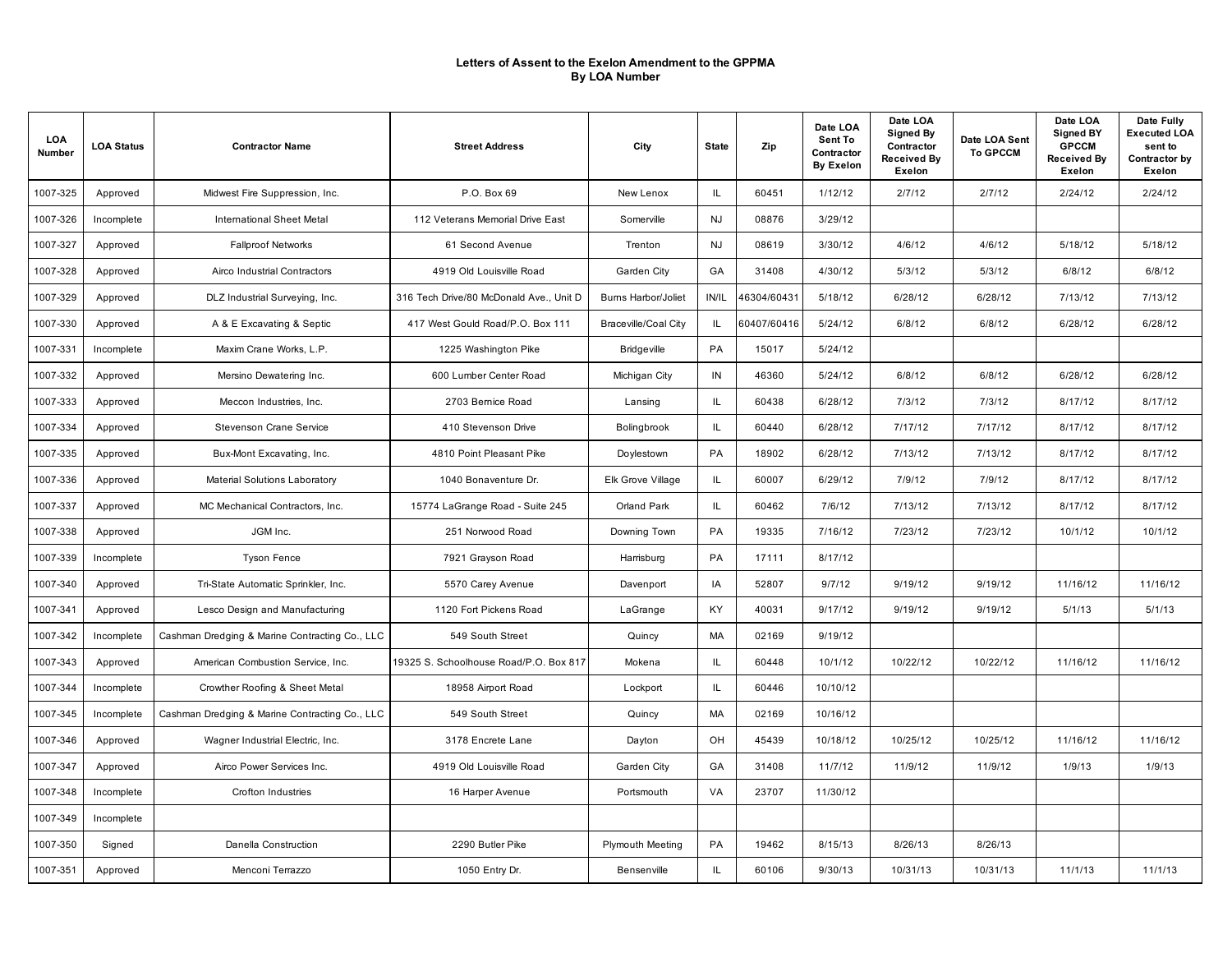# Letters of Assent to the Exelon Amendment to the GPPMA
## By LOA Number

| LOA Number | LOA Status | Contractor Name | Street Address | City | State | Zip | Date LOA Sent To Contractor By Exelon | Date LOA Signed By Contractor Received By Exelon | Date LOA Sent To GPCCM | Date LOA Signed BY GPCCM Received By Exelon | Date Fully Executed LOA sent to Contractor by Exelon |
|---|---|---|---|---|---|---|---|---|---|---|---|
| 1007-325 | Approved | Midwest Fire Suppression, Inc. | P.O. Box 69 | New Lenox | IL | 60451 | 1/12/12 | 2/7/12 | 2/7/12 | 2/24/12 | 2/24/12 |
| 1007-326 | Incomplete | International Sheet Metal | 112 Veterans Memorial Drive East | Somerville | NJ | 08876 | 3/29/12 | | | | |
| 1007-327 | Approved | Fallproof Networks | 61 Second Avenue | Trenton | NJ | 08619 | 3/30/12 | 4/6/12 | 4/6/12 | 5/18/12 | 5/18/12 |
| 1007-328 | Approved | Airco Industrial Contractors | 4919 Old Louisville Road | Garden City | GA | 31408 | 4/30/12 | 5/3/12 | 5/3/12 | 6/8/12 | 6/8/12 |
| 1007-329 | Approved | DLZ Industrial Surveying, Inc. | 316 Tech Drive/80 McDonald Ave., Unit D | Burns Harbor/Joliet | IN/IL | 46304/60431 | 5/18/12 | 6/28/12 | 6/28/12 | 7/13/12 | 7/13/12 |
| 1007-330 | Approved | A & E Excavating & Septic | 417 West Gould Road/P.O. Box 111 | Braceville/Coal City | IL | 60407/60416 | 5/24/12 | 6/8/12 | 6/8/12 | 6/28/12 | 6/28/12 |
| 1007-331 | Incomplete | Maxim Crane Works, L.P. | 1225 Washington Pike | Bridgeville | PA | 15017 | 5/24/12 | | | | |
| 1007-332 | Approved | Mersino Dewatering Inc. | 600 Lumber Center Road | Michigan City | IN | 46360 | 5/24/12 | 6/8/12 | 6/8/12 | 6/28/12 | 6/28/12 |
| 1007-333 | Approved | Meccon Industries, Inc. | 2703 Bernice Road | Lansing | IL | 60438 | 6/28/12 | 7/3/12 | 7/3/12 | 8/17/12 | 8/17/12 |
| 1007-334 | Approved | Stevenson Crane Service | 410 Stevenson Drive | Bolingbrook | IL | 60440 | 6/28/12 | 7/17/12 | 7/17/12 | 8/17/12 | 8/17/12 |
| 1007-335 | Approved | Bux-Mont Excavating, Inc. | 4810 Point Pleasant Pike | Doylestown | PA | 18902 | 6/28/12 | 7/13/12 | 7/13/12 | 8/17/12 | 8/17/12 |
| 1007-336 | Approved | Material Solutions Laboratory | 1040 Bonaventure Dr. | Elk Grove Village | IL | 60007 | 6/29/12 | 7/9/12 | 7/9/12 | 8/17/12 | 8/17/12 |
| 1007-337 | Approved | MC Mechanical Contractors, Inc. | 15774 LaGrange Road - Suite 245 | Orland Park | IL | 60462 | 7/6/12 | 7/13/12 | 7/13/12 | 8/17/12 | 8/17/12 |
| 1007-338 | Approved | JGM Inc. | 251 Norwood Road | Downing Town | PA | 19335 | 7/16/12 | 7/23/12 | 7/23/12 | 10/1/12 | 10/1/12 |
| 1007-339 | Incomplete | Tyson Fence | 7921 Grayson Road | Harrisburg | PA | 17111 | 8/17/12 | | | | |
| 1007-340 | Approved | Tri-State Automatic Sprinkler, Inc. | 5570 Carey Avenue | Davenport | IA | 52807 | 9/7/12 | 9/19/12 | 9/19/12 | 11/16/12 | 11/16/12 |
| 1007-341 | Approved | Lesco Design and Manufacturing | 1120 Fort Pickens Road | LaGrange | KY | 40031 | 9/17/12 | 9/19/12 | 9/19/12 | 5/1/13 | 5/1/13 |
| 1007-342 | Incomplete | Cashman Dredging & Marine Contracting Co., LLC | 549 South Street | Quincy | MA | 02169 | 9/19/12 | | | | |
| 1007-343 | Approved | American Combustion Service, Inc. | 19325 S. Schoolhouse Road/P.O. Box 817 | Mokena | IL | 60448 | 10/1/12 | 10/22/12 | 10/22/12 | 11/16/12 | 11/16/12 |
| 1007-344 | Incomplete | Crowther Roofing & Sheet Metal | 18958 Airport Road | Lockport | IL | 60446 | 10/10/12 | | | | |
| 1007-345 | Incomplete | Cashman Dredging & Marine Contracting Co., LLC | 549 South Street | Quincy | MA | 02169 | 10/16/12 | | | | |
| 1007-346 | Approved | Wagner Industrial Electric, Inc. | 3178 Encrete Lane | Dayton | OH | 45439 | 10/18/12 | 10/25/12 | 10/25/12 | 11/16/12 | 11/16/12 |
| 1007-347 | Approved | Airco Power Services Inc. | 4919 Old Louisville Road | Garden City | GA | 31408 | 11/7/12 | 11/9/12 | 11/9/12 | 1/9/13 | 1/9/13 |
| 1007-348 | Incomplete | Crofton Industries | 16 Harper Avenue | Portsmouth | VA | 23707 | 11/30/12 | | | | |
| 1007-349 | Incomplete | | | | | | | | | | |
| 1007-350 | Signed | Danella Construction | 2290 Butler Pike | Plymouth Meeting | PA | 19462 | 8/15/13 | 8/26/13 | 8/26/13 | | |
| 1007-351 | Approved | Menconi Terrazzo | 1050 Entry Dr. | Bensenville | IL | 60106 | 9/30/13 | 10/31/13 | 10/31/13 | 11/1/13 | 11/1/13 |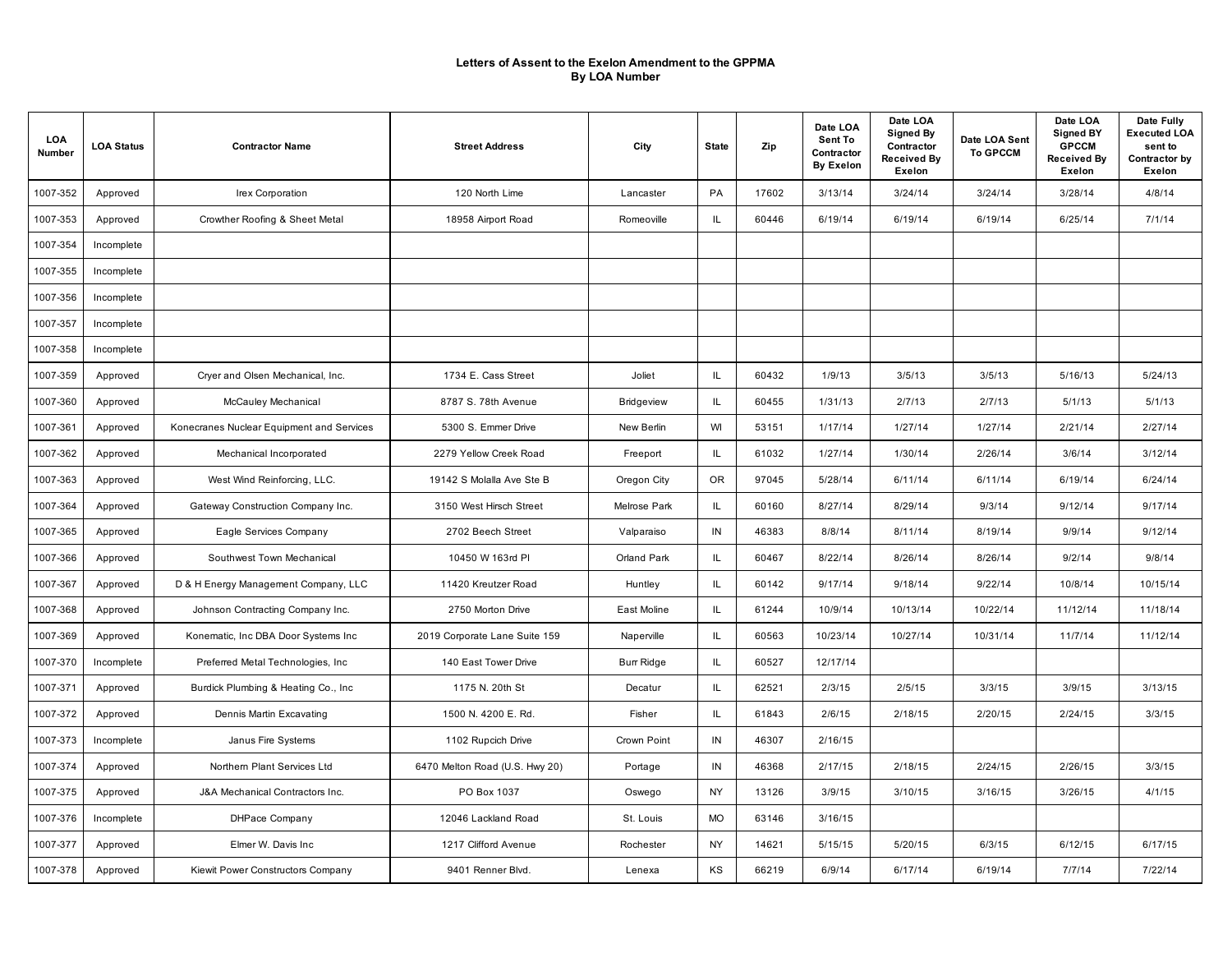# Letters of Assent to the Exelon Amendment to the GPPMA
## By LOA Number

| LOA Number | LOA Status | Contractor Name | Street Address | City | State | Zip | Date LOA Sent To Contractor By Exelon | Date LOA Signed By Contractor Received By Exelon | Date LOA Sent To GPCCM | Date LOA Signed BY GPCCM Received By Exelon | Date Fully Executed LOA sent to Contractor by Exelon |
|---|---|---|---|---|---|---|---|---|---|---|---|
| 1007-352 | Approved | Irex Corporation | 120 North Lime | Lancaster | PA | 17602 | 3/13/14 | 3/24/14 | 3/24/14 | 3/28/14 | 4/8/14 |
| 1007-353 | Approved | Crowther Roofing & Sheet Metal | 18958 Airport Road | Romeoville | IL | 60446 | 6/19/14 | 6/19/14 | 6/19/14 | 6/25/14 | 7/1/14 |
| 1007-354 | Incomplete | | | | | | | | | | |
| 1007-355 | Incomplete | | | | | | | | | | |
| 1007-356 | Incomplete | | | | | | | | | | |
| 1007-357 | Incomplete | | | | | | | | | | |
| 1007-358 | Incomplete | | | | | | | | | | |
| 1007-359 | Approved | Cryer and Olsen Mechanical, Inc. | 1734 E. Cass Street | Joliet | IL | 60432 | 1/9/13 | 3/5/13 | 3/5/13 | 5/16/13 | 5/24/13 |
| 1007-360 | Approved | McCauley Mechanical | 8787 S. 78th Avenue | Bridgeview | IL | 60455 | 1/31/13 | 2/7/13 | 2/7/13 | 5/1/13 | 5/1/13 |
| 1007-361 | Approved | Konecranes Nuclear Equipment and Services | 5300 S. Emmer Drive | New Berlin | WI | 53151 | 1/17/14 | 1/27/14 | 1/27/14 | 2/21/14 | 2/27/14 |
| 1007-362 | Approved | Mechanical Incorporated | 2279 Yellow Creek Road | Freeport | IL | 61032 | 1/27/14 | 1/30/14 | 2/26/14 | 3/6/14 | 3/12/14 |
| 1007-363 | Approved | West Wind Reinforcing, LLC. | 19142 S Molalla Ave Ste B | Oregon City | OR | 97045 | 5/28/14 | 6/11/14 | 6/11/14 | 6/19/14 | 6/24/14 |
| 1007-364 | Approved | Gateway Construction Company Inc. | 3150 West Hirsch Street | Melrose Park | IL | 60160 | 8/27/14 | 8/29/14 | 9/3/14 | 9/12/14 | 9/17/14 |
| 1007-365 | Approved | Eagle Services Company | 2702 Beech Street | Valparaiso | IN | 46383 | 8/8/14 | 8/11/14 | 8/19/14 | 9/9/14 | 9/12/14 |
| 1007-366 | Approved | Southwest Town Mechanical | 10450 W 163rd Pl | Orland Park | IL | 60467 | 8/22/14 | 8/26/14 | 8/26/14 | 9/2/14 | 9/8/14 |
| 1007-367 | Approved | D & H Energy Management Company, LLC | 11420 Kreutzer Road | Huntley | IL | 60142 | 9/17/14 | 9/18/14 | 9/22/14 | 10/8/14 | 10/15/14 |
| 1007-368 | Approved | Johnson Contracting Company Inc. | 2750 Morton Drive | East Moline | IL | 61244 | 10/9/14 | 10/13/14 | 10/22/14 | 11/12/14 | 11/18/14 |
| 1007-369 | Approved | Konematic, Inc DBA Door Systems Inc | 2019 Corporate Lane Suite 159 | Naperville | IL | 60563 | 10/23/14 | 10/27/14 | 10/31/14 | 11/7/14 | 11/12/14 |
| 1007-370 | Incomplete | Preferred Metal Technologies, Inc | 140 East Tower Drive | Burr Ridge | IL | 60527 | 12/17/14 | | | | |
| 1007-371 | Approved | Burdick Plumbing & Heating Co., Inc | 1175 N. 20th St | Decatur | IL | 62521 | 2/3/15 | 2/5/15 | 3/3/15 | 3/9/15 | 3/13/15 |
| 1007-372 | Approved | Dennis Martin Excavating | 1500 N. 4200 E. Rd. | Fisher | IL | 61843 | 2/6/15 | 2/18/15 | 2/20/15 | 2/24/15 | 3/3/15 |
| 1007-373 | Incomplete | Janus Fire Systems | 1102 Rupcich Drive | Crown Point | IN | 46307 | 2/16/15 | | | | |
| 1007-374 | Approved | Northern Plant Services Ltd | 6470 Melton Road (U.S. Hwy 20) | Portage | IN | 46368 | 2/17/15 | 2/18/15 | 2/24/15 | 2/26/15 | 3/3/15 |
| 1007-375 | Approved | J&A Mechanical Contractors Inc. | PO Box 1037 | Oswego | NY | 13126 | 3/9/15 | 3/10/15 | 3/16/15 | 3/26/15 | 4/1/15 |
| 1007-376 | Incomplete | DHPace Company | 12046 Lackland Road | St. Louis | MO | 63146 | 3/16/15 | | | | |
| 1007-377 | Approved | Elmer W. Davis Inc | 1217 Clifford Avenue | Rochester | NY | 14621 | 5/15/15 | 5/20/15 | 6/3/15 | 6/12/15 | 6/17/15 |
| 1007-378 | Approved | Kiewit Power Constructors Company | 9401 Renner Blvd. | Lenexa | KS | 66219 | 6/9/14 | 6/17/14 | 6/19/14 | 7/7/14 | 7/22/14 |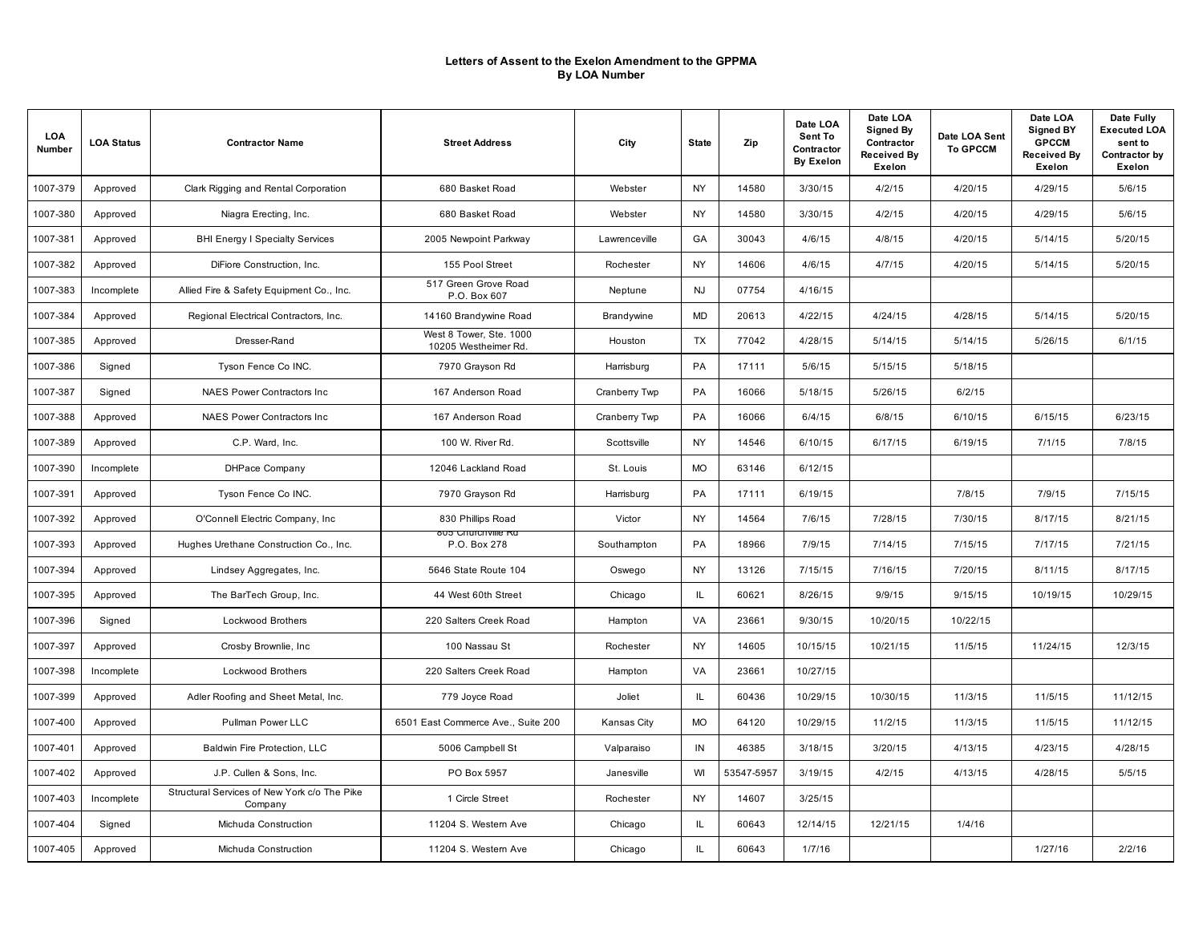# Letters of Assent to the Exelon Amendment to the GPPMA
## By LOA Number

| LOA Number | LOA Status | Contractor Name | Street Address | City | State | Zip | Date LOA Sent To Contractor By Exelon | Date LOA Signed By Contractor Received By Exelon | Date LOA Sent To GPCCM | Date LOA Signed BY GPCCM Received By Exelon | Date Fully Executed LOA sent to Contractor by Exelon |
|---|---|---|---|---|---|---|---|---|---|---|---|
| 1007-379 | Approved | Clark Rigging and Rental Corporation | 680 Basket Road | Webster | NY | 14580 | 3/30/15 | 4/2/15 | 4/20/15 | 4/29/15 | 5/6/15 |
| 1007-380 | Approved | Niagra Erecting, Inc. | 680 Basket Road | Webster | NY | 14580 | 3/30/15 | 4/2/15 | 4/20/15 | 4/29/15 | 5/6/15 |
| 1007-381 | Approved | BHI Energy I Specialty Services | 2005 Newpoint Parkway | Lawrenceville | GA | 30043 | 4/6/15 | 4/8/15 | 4/20/15 | 5/14/15 | 5/20/15 |
| 1007-382 | Approved | DiFiore Construction, Inc. | 155 Pool Street | Rochester | NY | 14606 | 4/6/15 | 4/7/15 | 4/20/15 | 5/14/15 | 5/20/15 |
| 1007-383 | Incomplete | Allied Fire & Safety Equipment Co., Inc. | 517 Green Grove Road P.O. Box 607 | Neptune | NJ | 07754 | 4/16/15 | | | | |
| 1007-384 | Approved | Regional Electrical Contractors, Inc. | 14160 Brandywine Road | Brandywine | MD | 20613 | 4/22/15 | 4/24/15 | 4/28/15 | 5/14/15 | 5/20/15 |
| 1007-385 | Approved | Dresser-Rand | West 8 Tower, Ste. 1000 10205 Westheimer Rd. | Houston | TX | 77042 | 4/28/15 | 5/14/15 | 5/14/15 | 5/26/15 | 6/1/15 |
| 1007-386 | Signed | Tyson Fence Co INC. | 7970 Grayson Rd | Harrisburg | PA | 17111 | 5/6/15 | 5/15/15 | 5/18/15 | | |
| 1007-387 | Signed | NAES Power Contractors Inc | 167 Anderson Road | Cranberry Twp | PA | 16066 | 5/18/15 | 5/26/15 | 6/2/15 | | |
| 1007-388 | Approved | NAES Power Contractors Inc | 167 Anderson Road | Cranberry Twp | PA | 16066 | 6/4/15 | 6/8/15 | 6/10/15 | 6/15/15 | 6/23/15 |
| 1007-389 | Approved | C.P. Ward, Inc. | 100 W. River Rd. | Scottsville | NY | 14546 | 6/10/15 | 6/17/15 | 6/19/15 | 7/1/15 | 7/8/15 |
| 1007-390 | Incomplete | DHPace Company | 12046 Lackland Road | St. Louis | MO | 63146 | 6/12/15 | | | | |
| 1007-391 | Approved | Tyson Fence Co INC. | 7970 Grayson Rd | Harrisburg | PA | 17111 | 6/19/15 | | 7/8/15 | 7/9/15 | 7/15/15 |
| 1007-392 | Approved | O'Connell Electric Company, Inc | 830 Phillips Road | Victor | NY | 14564 | 7/6/15 | 7/28/15 | 7/30/15 | 8/17/15 | 8/21/15 |
| 1007-393 | Approved | Hughes Urethane Construction Co., Inc. | 805 Churchville Rd P.O. Box 278 | Southampton | PA | 18966 | 7/9/15 | 7/14/15 | 7/15/15 | 7/17/15 | 7/21/15 |
| 1007-394 | Approved | Lindsey Aggregates, Inc. | 5646 State Route 104 | Oswego | NY | 13126 | 7/15/15 | 7/16/15 | 7/20/15 | 8/11/15 | 8/17/15 |
| 1007-395 | Approved | The BarTech Group, Inc. | 44 West 60th Street | Chicago | IL | 60621 | 8/26/15 | 9/9/15 | 9/15/15 | 10/19/15 | 10/29/15 |
| 1007-396 | Signed | Lockwood Brothers | 220 Salters Creek Road | Hampton | VA | 23661 | 9/30/15 | 10/20/15 | 10/22/15 | | |
| 1007-397 | Approved | Crosby Brownlie, Inc | 100 Nassau St | Rochester | NY | 14605 | 10/15/15 | 10/21/15 | 11/5/15 | 11/24/15 | 12/3/15 |
| 1007-398 | Incomplete | Lockwood Brothers | 220 Salters Creek Road | Hampton | VA | 23661 | 10/27/15 | | | | |
| 1007-399 | Approved | Adler Roofing and Sheet Metal, Inc. | 779 Joyce Road | Joliet | IL | 60436 | 10/29/15 | 10/30/15 | 11/3/15 | 11/5/15 | 11/12/15 |
| 1007-400 | Approved | Pullman Power LLC | 6501 East Commerce Ave., Suite 200 | Kansas City | MO | 64120 | 10/29/15 | 11/2/15 | 11/3/15 | 11/5/15 | 11/12/15 |
| 1007-401 | Approved | Baldwin Fire Protection, LLC | 5006 Campbell St | Valparaiso | IN | 46385 | 3/18/15 | 3/20/15 | 4/13/15 | 4/23/15 | 4/28/15 |
| 1007-402 | Approved | J.P. Cullen & Sons, Inc. | PO Box 5957 | Janesville | WI | 53547-5957 | 3/19/15 | 4/2/15 | 4/13/15 | 4/28/15 | 5/5/15 |
| 1007-403 | Incomplete | Structural Services of New York c/o The Pike Company | 1 Circle Street | Rochester | NY | 14607 | 3/25/15 | | | | |
| 1007-404 | Signed | Michuda Construction | 11204 S. Western Ave | Chicago | IL | 60643 | 12/14/15 | 12/21/15 | 1/4/16 | | |
| 1007-405 | Approved | Michuda Construction | 11204 S. Western Ave | Chicago | IL | 60643 | 1/7/16 | | | 1/27/16 | 2/2/16 |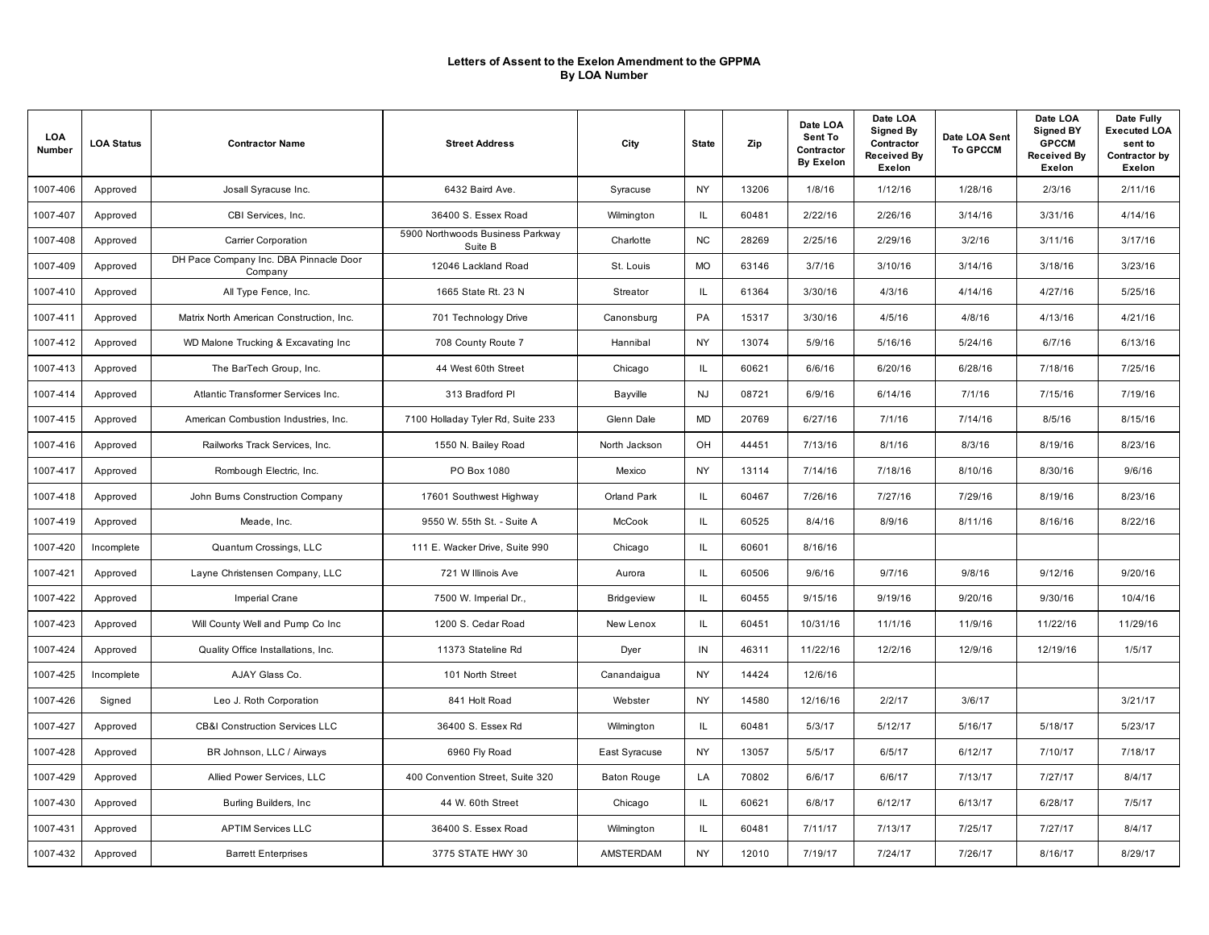**Letters of Assent to the Exelon Amendment to the GPPMA**
**By LOA Number**

| LOA Number | LOA Status | Contractor Name | Street Address | City | State | Zip | Date LOA Sent To Contractor By Exelon | Date LOA Signed By Contractor Received By Exelon | Date LOA Sent To GPCCM | Date LOA Signed BY GPCCM Received By Exelon | Date Fully Executed LOA sent to Contractor by Exelon |
|---|---|---|---|---|---|---|---|---|---|---|---|
| 1007-406 | Approved | Josall Syracuse Inc. | 6432 Baird Ave. | Syracuse | NY | 13206 | 1/8/16 | 1/12/16 | 1/28/16 | 2/3/16 | 2/11/16 |
| 1007-407 | Approved | CBI Services, Inc. | 36400 S. Essex Road | Wilmington | IL | 60481 | 2/22/16 | 2/26/16 | 3/14/16 | 3/31/16 | 4/14/16 |
| 1007-408 | Approved | Carrier Corporation | 5900 Northwoods Business Parkway Suite B | Charlotte | NC | 28269 | 2/25/16 | 2/29/16 | 3/2/16 | 3/11/16 | 3/17/16 |
| 1007-409 | Approved | DH Pace Company Inc. DBA Pinnacle Door Company | 12046 Lackland Road | St. Louis | MO | 63146 | 3/7/16 | 3/10/16 | 3/14/16 | 3/18/16 | 3/23/16 |
| 1007-410 | Approved | All Type Fence, Inc. | 1665 State Rt. 23 N | Streator | IL | 61364 | 3/30/16 | 4/3/16 | 4/14/16 | 4/27/16 | 5/25/16 |
| 1007-411 | Approved | Matrix North American Construction, Inc. | 701 Technology Drive | Canonsburg | PA | 15317 | 3/30/16 | 4/5/16 | 4/8/16 | 4/13/16 | 4/21/16 |
| 1007-412 | Approved | WD Malone Trucking & Excavating Inc | 708 County Route 7 | Hannibal | NY | 13074 | 5/9/16 | 5/16/16 | 5/24/16 | 6/7/16 | 6/13/16 |
| 1007-413 | Approved | The BarTech Group, Inc. | 44 West 60th Street | Chicago | IL | 60621 | 6/6/16 | 6/20/16 | 6/28/16 | 7/18/16 | 7/25/16 |
| 1007-414 | Approved | Atlantic Transformer Services Inc. | 313 Bradford Pl | Bayville | NJ | 08721 | 6/9/16 | 6/14/16 | 7/1/16 | 7/15/16 | 7/19/16 |
| 1007-415 | Approved | American Combustion Industries, Inc. | 7100 Holladay Tyler Rd, Suite 233 | Glenn Dale | MD | 20769 | 6/27/16 | 7/1/16 | 7/14/16 | 8/5/16 | 8/15/16 |
| 1007-416 | Approved | Railworks Track Services, Inc. | 1550 N. Bailey Road | North Jackson | OH | 44451 | 7/13/16 | 8/1/16 | 8/3/16 | 8/19/16 | 8/23/16 |
| 1007-417 | Approved | Rombough Electric, Inc. | PO Box 1080 | Mexico | NY | 13114 | 7/14/16 | 7/18/16 | 8/10/16 | 8/30/16 | 9/6/16 |
| 1007-418 | Approved | John Burns Construction Company | 17601 Southwest Highway | Orland Park | IL | 60467 | 7/26/16 | 7/27/16 | 7/29/16 | 8/19/16 | 8/23/16 |
| 1007-419 | Approved | Meade, Inc. | 9550 W. 55th St. - Suite A | McCook | IL | 60525 | 8/4/16 | 8/9/16 | 8/11/16 | 8/16/16 | 8/22/16 |
| 1007-420 | Incomplete | Quantum Crossings, LLC | 111 E. Wacker Drive, Suite 990 | Chicago | IL | 60601 | 8/16/16 | | | | |
| 1007-421 | Approved | Layne Christensen Company, LLC | 721 W Illinois Ave | Aurora | IL | 60506 | 9/6/16 | 9/7/16 | 9/8/16 | 9/12/16 | 9/20/16 |
| 1007-422 | Approved | Imperial Crane | 7500 W. Imperial Dr., | Bridgeview | IL | 60455 | 9/15/16 | 9/19/16 | 9/20/16 | 9/30/16 | 10/4/16 |
| 1007-423 | Approved | Will County Well and Pump Co Inc | 1200 S. Cedar Road | New Lenox | IL | 60451 | 10/31/16 | 11/1/16 | 11/9/16 | 11/22/16 | 11/29/16 |
| 1007-424 | Approved | Quality Office Installations, Inc. | 11373 Stateline Rd | Dyer | IN | 46311 | 11/22/16 | 12/2/16 | 12/9/16 | 12/19/16 | 1/5/17 |
| 1007-425 | Incomplete | AJAY Glass Co. | 101 North Street | Canandaigua | NY | 14424 | 12/6/16 | | | | |
| 1007-426 | Signed | Leo J. Roth Corporation | 841 Holt Road | Webster | NY | 14580 | 12/16/16 | 2/2/17 | 3/6/17 | | 3/21/17 |
| 1007-427 | Approved | CB&I Construction Services LLC | 36400 S. Essex Rd | Wilmington | IL | 60481 | 5/3/17 | 5/12/17 | 5/16/17 | 5/18/17 | 5/23/17 |
| 1007-428 | Approved | BR Johnson, LLC / Airways | 6960 Fly Road | East Syracuse | NY | 13057 | 5/5/17 | 6/5/17 | 6/12/17 | 7/10/17 | 7/18/17 |
| 1007-429 | Approved | Allied Power Services, LLC | 400 Convention Street, Suite 320 | Baton Rouge | LA | 70802 | 6/6/17 | 6/6/17 | 7/13/17 | 7/27/17 | 8/4/17 |
| 1007-430 | Approved | Burling Builders, Inc | 44 W. 60th Street | Chicago | IL | 60621 | 6/8/17 | 6/12/17 | 6/13/17 | 6/28/17 | 7/5/17 |
| 1007-431 | Approved | APTIM Services LLC | 36400 S. Essex Road | Wilmington | IL | 60481 | 7/11/17 | 7/13/17 | 7/25/17 | 7/27/17 | 8/4/17 |
| 1007-432 | Approved | Barrett Enterprises | 3775 STATE HWY 30 | AMSTERDAM | NY | 12010 | 7/19/17 | 7/24/17 | 7/26/17 | 8/16/17 | 8/29/17 |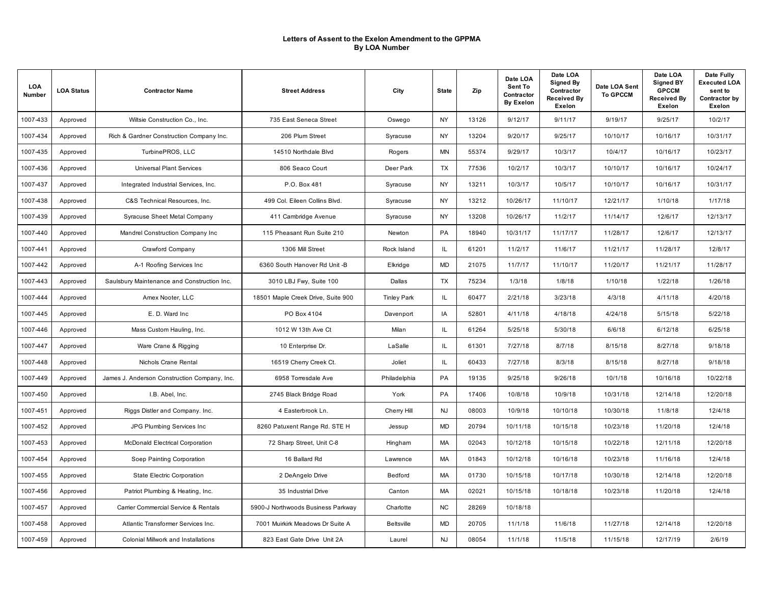# Letters of Assent to the Exelon Amendment to the GPPMA
## By LOA Number

| LOA Number | LOA Status | Contractor Name | Street Address | City | State | Zip | Date LOA Sent To Contractor By Exelon | Date LOA Signed By Contractor Received By Exelon | Date LOA Sent To GPCCM | Date LOA Signed BY GPCCM Received By Exelon | Date Fully Executed LOA sent to Contractor by Exelon |
|---|---|---|---|---|---|---|---|---|---|---|---|
| 1007-433 | Approved | Wiltsie Construction Co., Inc. | 735 East Seneca Street | Oswego | NY | 13126 | 9/12/17 | 9/11/17 | 9/19/17 | 9/25/17 | 10/2/17 |
| 1007-434 | Approved | Rich & Gardner Construction Company Inc. | 206 Plum Street | Syracuse | NY | 13204 | 9/20/17 | 9/25/17 | 10/10/17 | 10/16/17 | 10/31/17 |
| 1007-435 | Approved | TurbinePROS, LLC | 14510 Northdale Blvd | Rogers | MN | 55374 | 9/29/17 | 10/3/17 | 10/4/17 | 10/16/17 | 10/23/17 |
| 1007-436 | Approved | Universal Plant Services | 806 Seaco Court | Deer Park | TX | 77536 | 10/2/17 | 10/3/17 | 10/10/17 | 10/16/17 | 10/24/17 |
| 1007-437 | Approved | Integrated Industrial Services, Inc. | P.O. Box 481 | Syracuse | NY | 13211 | 10/3/17 | 10/5/17 | 10/10/17 | 10/16/17 | 10/31/17 |
| 1007-438 | Approved | C&S Technical Resources, Inc. | 499 Col. Eileen Collins Blvd. | Syracuse | NY | 13212 | 10/26/17 | 11/10/17 | 12/21/17 | 1/10/18 | 1/17/18 |
| 1007-439 | Approved | Syracuse Sheet Metal Company | 411 Cambridge Avenue | Syracuse | NY | 13208 | 10/26/17 | 11/2/17 | 11/14/17 | 12/6/17 | 12/13/17 |
| 1007-440 | Approved | Mandrel Construction Company Inc | 115 Pheasant Run Suite 210 | Newton | PA | 18940 | 10/31/17 | 11/17/17 | 11/28/17 | 12/6/17 | 12/13/17 |
| 1007-441 | Approved | Crawford Company | 1306 Mill Street | Rock Island | IL | 61201 | 11/2/17 | 11/6/17 | 11/21/17 | 11/28/17 | 12/8/17 |
| 1007-442 | Approved | A-1 Roofing Services Inc | 6360 South Hanover Rd Unit -B | Elkridge | MD | 21075 | 11/7/17 | 11/10/17 | 11/20/17 | 11/21/17 | 11/28/17 |
| 1007-443 | Approved | Saulsbury Maintenance and Construction Inc. | 3010 LBJ Fwy, Suite 100 | Dallas | TX | 75234 | 1/3/18 | 1/8/18 | 1/10/18 | 1/22/18 | 1/26/18 |
| 1007-444 | Approved | Amex Nooter, LLC | 18501 Maple Creek Drive, Suite 900 | Tinley Park | IL | 60477 | 2/21/18 | 3/23/18 | 4/3/18 | 4/11/18 | 4/20/18 |
| 1007-445 | Approved | E. D. Ward Inc | PO Box 4104 | Davenport | IA | 52801 | 4/11/18 | 4/18/18 | 4/24/18 | 5/15/18 | 5/22/18 |
| 1007-446 | Approved | Mass Custom Hauling, Inc. | 1012 W 13th Ave Ct | Milan | IL | 61264 | 5/25/18 | 5/30/18 | 6/6/18 | 6/12/18 | 6/25/18 |
| 1007-447 | Approved | Ware Crane & Rigging | 10 Enterprise Dr. | LaSalle | IL | 61301 | 7/27/18 | 8/7/18 | 8/15/18 | 8/27/18 | 9/18/18 |
| 1007-448 | Approved | Nichols Crane Rental | 16519 Cherry Creek Ct. | Joliet | IL | 60433 | 7/27/18 | 8/3/18 | 8/15/18 | 8/27/18 | 9/18/18 |
| 1007-449 | Approved | James J. Anderson Construction Company, Inc. | 6958 Torresdale Ave | Philadelphia | PA | 19135 | 9/25/18 | 9/26/18 | 10/1/18 | 10/16/18 | 10/22/18 |
| 1007-450 | Approved | I.B. Abel, Inc. | 2745 Black Bridge Road | York | PA | 17406 | 10/8/18 | 10/9/18 | 10/31/18 | 12/14/18 | 12/20/18 |
| 1007-451 | Approved | Riggs Distler and Company. Inc. | 4 Easterbrook Ln. | Cherry Hill | NJ | 08003 | 10/9/18 | 10/10/18 | 10/30/18 | 11/8/18 | 12/4/18 |
| 1007-452 | Approved | JPG Plumbing Services Inc | 8260 Patuxent Range Rd. STE H | Jessup | MD | 20794 | 10/11/18 | 10/15/18 | 10/23/18 | 11/20/18 | 12/4/18 |
| 1007-453 | Approved | McDonald Electrical Corporation | 72 Sharp Street, Unit C-8 | Hingham | MA | 02043 | 10/12/18 | 10/15/18 | 10/22/18 | 12/11/18 | 12/20/18 |
| 1007-454 | Approved | Soep Painting Corporation | 16 Ballard Rd | Lawrence | MA | 01843 | 10/12/18 | 10/16/18 | 10/23/18 | 11/16/18 | 12/4/18 |
| 1007-455 | Approved | State Electric Corporation | 2 DeAngelo Drive | Bedford | MA | 01730 | 10/15/18 | 10/17/18 | 10/30/18 | 12/14/18 | 12/20/18 |
| 1007-456 | Approved | Patriot Plumbing & Heating, Inc. | 35 Industrial Drive | Canton | MA | 02021 | 10/15/18 | 10/18/18 | 10/23/18 | 11/20/18 | 12/4/18 |
| 1007-457 | Approved | Carrier Commercial Service & Rentals | 5900-J Northwoods Business Parkway | Charlotte | NC | 28269 | 10/18/18 | | | | |
| 1007-458 | Approved | Atlantic Transformer Services Inc. | 7001 Muirkirk Meadows Dr Suite A | Beltsville | MD | 20705 | 11/1/18 | 11/6/18 | 11/27/18 | 12/14/18 | 12/20/18 |
| 1007-459 | Approved | Colonial Millwork and Installations | 823 East Gate Drive Unit 2A | Laurel | NJ | 08054 | 11/1/18 | 11/5/18 | 11/15/18 | 12/17/19 | 2/6/19 |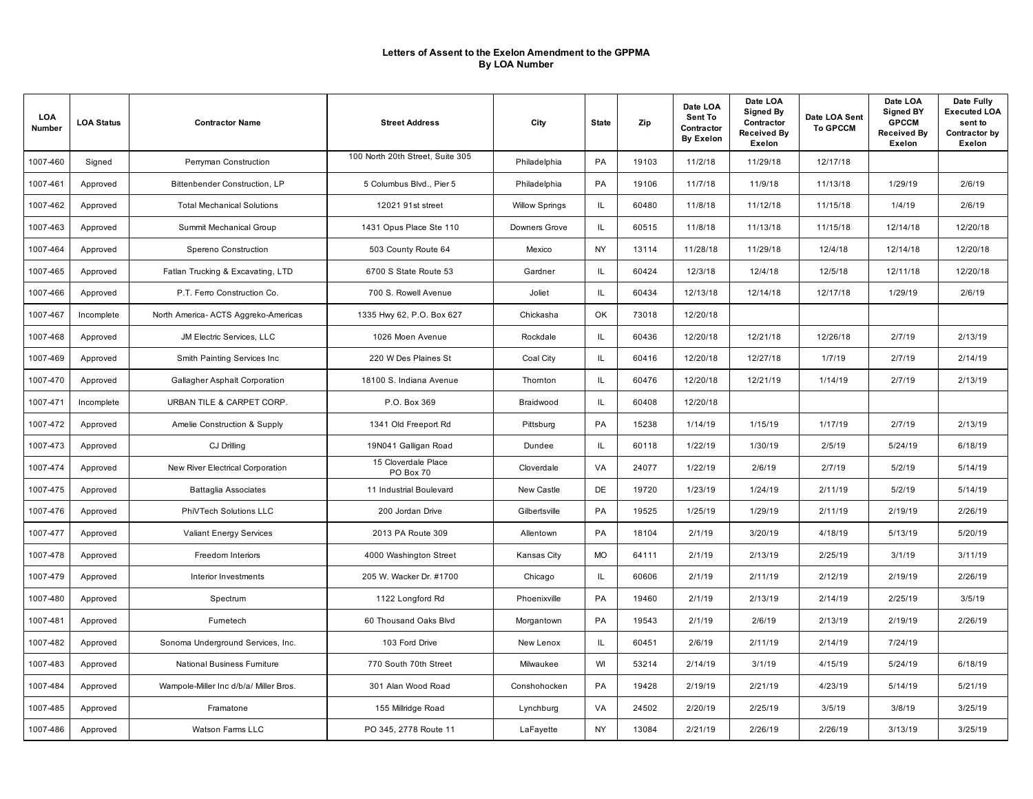# Letters of Assent to the Exelon Amendment to the GPPMA
## By LOA Number

| LOA Number | LOA Status | Contractor Name | Street Address | City | State | Zip | Date LOA Sent To Contractor By Exelon | Date LOA Signed By Contractor Received By Exelon | Date LOA Sent To GPCCM | Date LOA Signed BY GPCCM Received By Exelon | Date Fully Executed LOA sent to Contractor by Exelon |
|---|---|---|---|---|---|---|---|---|---|---|---|
| 1007-460 | Signed | Perryman Construction | 100 North 20th Street, Suite 305 | Philadelphia | PA | 19103 | 11/2/18 | 11/29/18 | 12/17/18 | | |
| 1007-461 | Approved | Bittenbender Construction, LP | 5 Columbus Blvd., Pier 5 | Philadelphia | PA | 19106 | 11/7/18 | 11/9/18 | 11/13/18 | 1/29/19 | 2/6/19 |
| 1007-462 | Approved | Total Mechanical Solutions | 12021 91st street | Willow Springs | IL | 60480 | 11/8/18 | 11/12/18 | 11/15/18 | 1/4/19 | 2/6/19 |
| 1007-463 | Approved | Summit Mechanical Group | 1431 Opus Place Ste 110 | Downers Grove | IL | 60515 | 11/8/18 | 11/13/18 | 11/15/18 | 12/14/18 | 12/20/18 |
| 1007-464 | Approved | Spereno Construction | 503 County Route 64 | Mexico | NY | 13114 | 11/28/18 | 11/29/18 | 12/4/18 | 12/14/18 | 12/20/18 |
| 1007-465 | Approved | Fatlan Trucking & Excavating, LTD | 6700 S State Route 53 | Gardner | IL | 60424 | 12/3/18 | 12/4/18 | 12/5/18 | 12/11/18 | 12/20/18 |
| 1007-466 | Approved | P.T. Ferro Construction Co. | 700 S. Rowell Avenue | Joliet | IL | 60434 | 12/13/18 | 12/14/18 | 12/17/18 | 1/29/19 | 2/6/19 |
| 1007-467 | Incomplete | North America- ACTS Aggreko-Americas | 1335 Hwy 62, P.O. Box 627 | Chickasha | OK | 73018 | 12/20/18 | | | | |
| 1007-468 | Approved | JM Electric Services, LLC | 1026 Moen Avenue | Rockdale | IL | 60436 | 12/20/18 | 12/21/18 | 12/26/18 | 2/7/19 | 2/13/19 |
| 1007-469 | Approved | Smith Painting Services Inc | 220 W Des Plaines St | Coal City | IL | 60416 | 12/20/18 | 12/27/18 | 1/7/19 | 2/7/19 | 2/14/19 |
| 1007-470 | Approved | Gallagher Asphalt Corporation | 18100 S. Indiana Avenue | Thornton | IL | 60476 | 12/20/18 | 12/21/19 | 1/14/19 | 2/7/19 | 2/13/19 |
| 1007-471 | Incomplete | URBAN TILE & CARPET CORP. | P.O. Box 369 | Braidwood | IL | 60408 | 12/20/18 | | | | |
| 1007-472 | Approved | Amelie Construction & Supply | 1341 Old Freeport Rd | Pittsburg | PA | 15238 | 1/14/19 | 1/15/19 | 1/17/19 | 2/7/19 | 2/13/19 |
| 1007-473 | Approved | CJ Drilling | 19N041 Galligan Road | Dundee | IL | 60118 | 1/22/19 | 1/30/19 | 2/5/19 | 5/24/19 | 6/18/19 |
| 1007-474 | Approved | New River Electrical Corporation | 15 Cloverdale Place PO Box 70 | Cloverdale | VA | 24077 | 1/22/19 | 2/6/19 | 2/7/19 | 5/2/19 | 5/14/19 |
| 1007-475 | Approved | Battaglia Associates | 11 Industrial Boulevard | New Castle | DE | 19720 | 1/23/19 | 1/24/19 | 2/11/19 | 5/2/19 | 5/14/19 |
| 1007-476 | Approved | PhiVTech Solutions LLC | 200 Jordan Drive | Gilbertsville | PA | 19525 | 1/25/19 | 1/29/19 | 2/11/19 | 2/19/19 | 2/26/19 |
| 1007-477 | Approved | Valiant Energy Services | 2013 PA Route 309 | Allentown | PA | 18104 | 2/1/19 | 3/20/19 | 4/18/19 | 5/13/19 | 5/20/19 |
| 1007-478 | Approved | Freedom Interiors | 4000 Washington Street | Kansas City | MO | 64111 | 2/1/19 | 2/13/19 | 2/25/19 | 3/1/19 | 3/11/19 |
| 1007-479 | Approved | Interior Investments | 205 W. Wacker Dr. #1700 | Chicago | IL | 60606 | 2/1/19 | 2/11/19 | 2/12/19 | 2/19/19 | 2/26/19 |
| 1007-480 | Approved | Spectrum | 1122 Longford Rd | Phoenixville | PA | 19460 | 2/1/19 | 2/13/19 | 2/14/19 | 2/25/19 | 3/5/19 |
| 1007-481 | Approved | Fumetech | 60 Thousand Oaks Blvd | Morgantown | PA | 19543 | 2/1/19 | 2/6/19 | 2/13/19 | 2/19/19 | 2/26/19 |
| 1007-482 | Approved | Sonoma Underground Services, Inc. | 103 Ford Drive | New Lenox | IL | 60451 | 2/6/19 | 2/11/19 | 2/14/19 | 7/24/19 | |
| 1007-483 | Approved | National Business Furniture | 770 South 70th Street | Milwaukee | WI | 53214 | 2/14/19 | 3/1/19 | 4/15/19 | 5/24/19 | 6/18/19 |
| 1007-484 | Approved | Wampole-Miller Inc d/b/a/ Miller Bros. | 301 Alan Wood Road | Conshohocken | PA | 19428 | 2/19/19 | 2/21/19 | 4/23/19 | 5/14/19 | 5/21/19 |
| 1007-485 | Approved | Framatone | 155 Millridge Road | Lynchburg | VA | 24502 | 2/20/19 | 2/25/19 | 3/5/19 | 3/8/19 | 3/25/19 |
| 1007-486 | Approved | Watson Farms LLC | PO 345, 2778 Route 11 | LaFayette | NY | 13084 | 2/21/19 | 2/26/19 | 2/26/19 | 3/13/19 | 3/25/19 |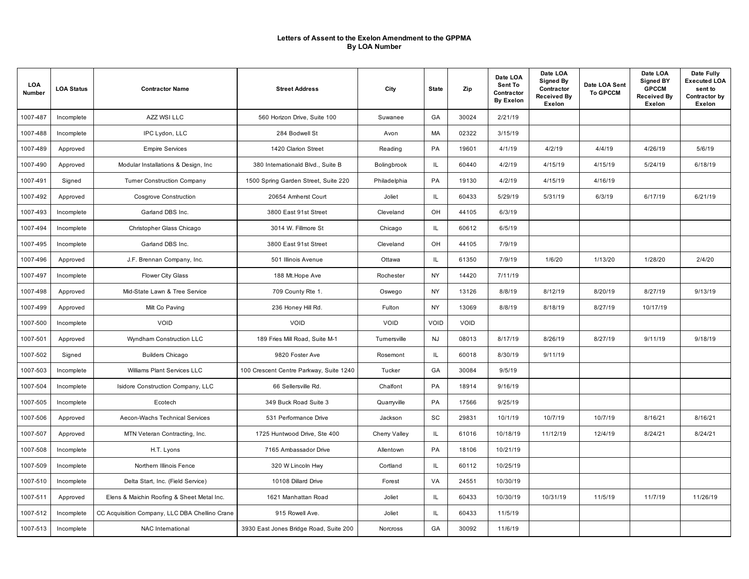# Letters of Assent to the Exelon Amendment to the GPPMA
## By LOA Number

| LOA Number | LOA Status | Contractor Name | Street Address | City | State | Zip | Date LOA Sent To Contractor By Exelon | Date LOA Signed By Contractor Received By Exelon | Date LOA Sent To GPCCM | Date LOA Signed BY GPCCM Received By Exelon | Date Fully Executed LOA sent to Contractor by Exelon |
|---|---|---|---|---|---|---|---|---|---|---|---|
| 1007-487 | Incomplete | AZZ WSI LLC | 560 Horizon Drive, Suite 100 | Suwanee | GA | 30024 | 2/21/19 | | | | |
| 1007-488 | Incomplete | IPC Lydon, LLC | 284 Bodwell St | Avon | MA | 02322 | 3/15/19 | | | | |
| 1007-489 | Approved | Empire Services | 1420 Clarion Street | Reading | PA | 19601 | 4/1/19 | 4/2/19 | 4/4/19 | 4/26/19 | 5/6/19 |
| 1007-490 | Approved | Modular Installations & Design, Inc | 380 Internationald Blvd., Suite B | Bolingbrook | IL | 60440 | 4/2/19 | 4/15/19 | 4/15/19 | 5/24/19 | 6/18/19 |
| 1007-491 | Signed | Turner Construction Company | 1500 Spring Garden Street, Suite 220 | Philadelphia | PA | 19130 | 4/2/19 | 4/15/19 | 4/16/19 | | |
| 1007-492 | Approved | Cosgrove Construction | 20654 Amherst Court | Joliet | IL | 60433 | 5/29/19 | 5/31/19 | 6/3/19 | 6/17/19 | 6/21/19 |
| 1007-493 | Incomplete | Garland DBS Inc. | 3800 East 91st Street | Cleveland | OH | 44105 | 6/3/19 | | | | |
| 1007-494 | Incomplete | Christopher Glass Chicago | 3014 W. Fillmore St | Chicago | IL | 60612 | 6/5/19 | | | | |
| 1007-495 | Incomplete | Garland DBS Inc. | 3800 East 91st Street | Cleveland | OH | 44105 | 7/9/19 | | | | |
| 1007-496 | Approved | J.F. Brennan Company, Inc. | 501 Illinois Avenue | Ottawa | IL | 61350 | 7/9/19 | 1/6/20 | 1/13/20 | 1/28/20 | 2/4/20 |
| 1007-497 | Incomplete | Flower City Glass | 188 Mt.Hope Ave | Rochester | NY | 14420 | 7/11/19 | | | | |
| 1007-498 | Approved | Mid-State Lawn & Tree Service | 709 County Rte 1. | Oswego | NY | 13126 | 8/8/19 | 8/12/19 | 8/20/19 | 8/27/19 | 9/13/19 |
| 1007-499 | Approved | Milt Co Paving | 236 Honey Hill Rd. | Fulton | NY | 13069 | 8/8/19 | 8/18/19 | 8/27/19 | 10/17/19 | |
| 1007-500 | Incomplete | VOID | VOID | VOID | VOID | VOID | | | | | |
| 1007-501 | Approved | Wyndham Construction LLC | 189 Fries Mill Road, Suite M-1 | Turnersville | NJ | 08013 | 8/17/19 | 8/26/19 | 8/27/19 | 9/11/19 | 9/18/19 |
| 1007-502 | Signed | Builders Chicago | 9820 Foster Ave | Rosemont | IL | 60018 | 8/30/19 | 9/11/19 | | | |
| 1007-503 | Incomplete | Williams Plant Services LLC | 100 Crescent Centre Parkway, Suite 1240 | Tucker | GA | 30084 | 9/5/19 | | | | |
| 1007-504 | Incomplete | Isidore Construction Company, LLC | 66 Sellersville Rd. | Chalfont | PA | 18914 | 9/16/19 | | | | |
| 1007-505 | Incomplete | Ecotech | 349 Buck Road Suite 3 | Quarryville | PA | 17566 | 9/25/19 | | | | |
| 1007-506 | Approved | Aecon-Wachs Technical Services | 531 Performance Drive | Jackson | SC | 29831 | 10/1/19 | 10/7/19 | 10/7/19 | 8/16/21 | 8/16/21 |
| 1007-507 | Approved | MTN Veteran Contracting, Inc. | 1725 Huntwood Drive, Ste 400 | Cherry Valley | IL | 61016 | 10/18/19 | 11/12/19 | 12/4/19 | 8/24/21 | 8/24/21 |
| 1007-508 | Incomplete | H.T. Lyons | 7165 Ambassador Drive | Allentown | PA | 18106 | 10/21/19 | | | | |
| 1007-509 | Incomplete | Northern Illinois Fence | 320 W Lincoln Hwy | Cortland | IL | 60112 | 10/25/19 | | | | |
| 1007-510 | Incomplete | Delta Start, Inc. (Field Service) | 10108 Dillard Drive | Forest | VA | 24551 | 10/30/19 | | | | |
| 1007-511 | Approved | Elens & Maichin Roofing & Sheet Metal Inc. | 1621 Manhattan Road | Joliet | IL | 60433 | 10/30/19 | 10/31/19 | 11/5/19 | 11/7/19 | 11/26/19 |
| 1007-512 | Incomplete | CC Acquisition Company, LLC DBA Chellino Crane | 915 Rowell Ave. | Joliet | IL | 60433 | 11/5/19 | | | | |
| 1007-513 | Incomplete | NAC International | 3930 East Jones Bridge Road, Suite 200 | Norcross | GA | 30092 | 11/6/19 | | | | |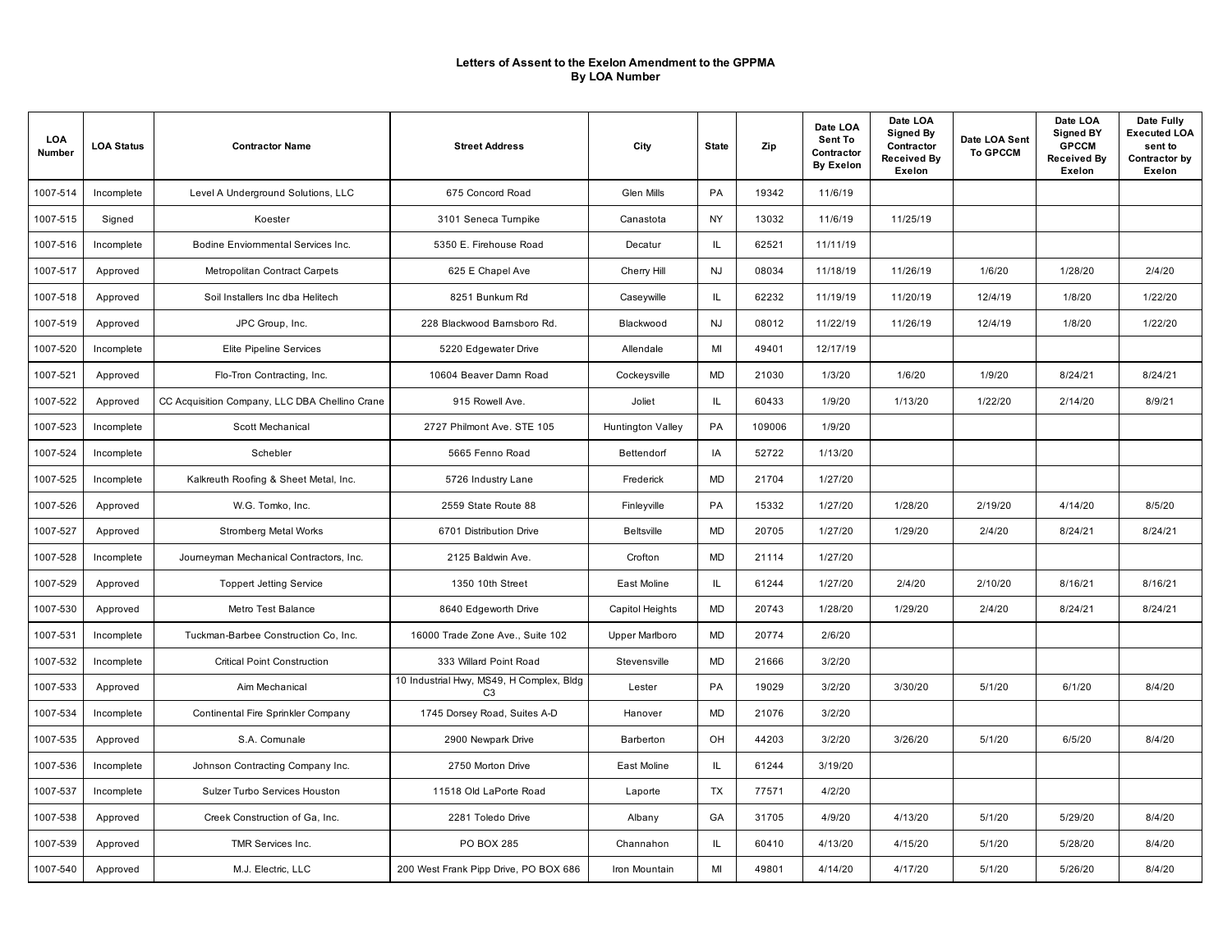# Letters of Assent to the Exelon Amendment to the GPPMA
## By LOA Number

| LOA Number | LOA Status | Contractor Name | Street Address | City | State | Zip | Date LOA Sent To Contractor By Exelon | Date LOA Signed By Contractor Received By Exelon | Date LOA Sent To GPCCM | Date LOA Signed BY GPCCM Received By Exelon | Date Fully Executed LOA sent to Contractor by Exelon |
|---|---|---|---|---|---|---|---|---|---|---|---|
| 1007-514 | Incomplete | Level A Underground Solutions, LLC | 675 Concord Road | Glen Mills | PA | 19342 | 11/6/19 | | | | |
| 1007-515 | Signed | Koester | 3101 Seneca Turnpike | Canastota | NY | 13032 | 11/6/19 | 11/25/19 | | | |
| 1007-516 | Incomplete | Bodine Enviornmental Services Inc. | 5350 E. Firehouse Road | Decatur | IL | 62521 | 11/11/19 | | | | |
| 1007-517 | Approved | Metropolitan Contract Carpets | 625 E Chapel Ave | Cherry Hill | NJ | 08034 | 11/18/19 | 11/26/19 | 1/6/20 | 1/28/20 | 2/4/20 |
| 1007-518 | Approved | Soil Installers Inc dba Helitech | 8251 Bunkum Rd | Caseywille | IL | 62232 | 11/19/19 | 11/20/19 | 12/4/19 | 1/8/20 | 1/22/20 |
| 1007-519 | Approved | JPC Group, Inc. | 228 Blackwood Barnsboro Rd. | Blackwood | NJ | 08012 | 11/22/19 | 11/26/19 | 12/4/19 | 1/8/20 | 1/22/20 |
| 1007-520 | Incomplete | Elite Pipeline Services | 5220 Edgewater Drive | Allendale | MI | 49401 | 12/17/19 | | | | |
| 1007-521 | Approved | Flo-Tron Contracting, Inc. | 10604 Beaver Damn Road | Cockeysville | MD | 21030 | 1/3/20 | 1/6/20 | 1/9/20 | 8/24/21 | 8/24/21 |
| 1007-522 | Approved | CC Acquisition Company, LLC DBA Chellino Crane | 915 Rowell Ave. | Joliet | IL | 60433 | 1/9/20 | 1/13/20 | 1/22/20 | 2/14/20 | 8/9/21 |
| 1007-523 | Incomplete | Scott Mechanical | 2727 Philmont Ave. STE 105 | Huntington Valley | PA | 109006 | 1/9/20 | | | | |
| 1007-524 | Incomplete | Schebler | 5665 Fenno Road | Bettendorf | IA | 52722 | 1/13/20 | | | | |
| 1007-525 | Incomplete | Kalkreuth Roofing & Sheet Metal, Inc. | 5726 Industry Lane | Frederick | MD | 21704 | 1/27/20 | | | | |
| 1007-526 | Approved | W.G. Tomko, Inc. | 2559 State Route 88 | Finleyville | PA | 15332 | 1/27/20 | 1/28/20 | 2/19/20 | 4/14/20 | 8/5/20 |
| 1007-527 | Approved | Stromberg Metal Works | 6701 Distribution Drive | Beltsville | MD | 20705 | 1/27/20 | 1/29/20 | 2/4/20 | 8/24/21 | 8/24/21 |
| 1007-528 | Incomplete | Journeyman Mechanical Contractors, Inc. | 2125 Baldwin Ave. | Crofton | MD | 21114 | 1/27/20 | | | | |
| 1007-529 | Approved | Toppert Jetting Service | 1350 10th Street | East Moline | IL | 61244 | 1/27/20 | 2/4/20 | 2/10/20 | 8/16/21 | 8/16/21 |
| 1007-530 | Approved | Metro Test Balance | 8640 Edgeworth Drive | Capitol Heights | MD | 20743 | 1/28/20 | 1/29/20 | 2/4/20 | 8/24/21 | 8/24/21 |
| 1007-531 | Incomplete | Tuckman-Barbee Construction Co, Inc. | 16000 Trade Zone Ave., Suite 102 | Upper Marlboro | MD | 20774 | 2/6/20 | | | | |
| 1007-532 | Incomplete | Critical Point Construction | 333 Willard Point Road | Stevensville | MD | 21666 | 3/2/20 | | | | |
| 1007-533 | Approved | Aim Mechanical | 10 Industrial Hwy, MS49, H Complex, Bldg C3 | Lester | PA | 19029 | 3/2/20 | 3/30/20 | 5/1/20 | 6/1/20 | 8/4/20 |
| 1007-534 | Incomplete | Continental Fire Sprinkler Company | 1745 Dorsey Road, Suites A-D | Hanover | MD | 21076 | 3/2/20 | | | | |
| 1007-535 | Approved | S.A. Comunale | 2900 Newpark Drive | Barberton | OH | 44203 | 3/2/20 | 3/26/20 | 5/1/20 | 6/5/20 | 8/4/20 |
| 1007-536 | Incomplete | Johnson Contracting Company Inc. | 2750 Morton Drive | East Moline | IL | 61244 | 3/19/20 | | | | |
| 1007-537 | Incomplete | Sulzer Turbo Services Houston | 11518 Old LaPorte Road | Laporte | TX | 77571 | 4/2/20 | | | | |
| 1007-538 | Approved | Creek Construction of Ga, Inc. | 2281 Toledo Drive | Albany | GA | 31705 | 4/9/20 | 4/13/20 | 5/1/20 | 5/29/20 | 8/4/20 |
| 1007-539 | Approved | TMR Services Inc. | PO BOX 285 | Channahon | IL | 60410 | 4/13/20 | 4/15/20 | 5/1/20 | 5/28/20 | 8/4/20 |
| 1007-540 | Approved | M.J. Electric, LLC | 200 West Frank Pipp Drive, PO BOX 686 | Iron Mountain | MI | 49801 | 4/14/20 | 4/17/20 | 5/1/20 | 5/26/20 | 8/4/20 |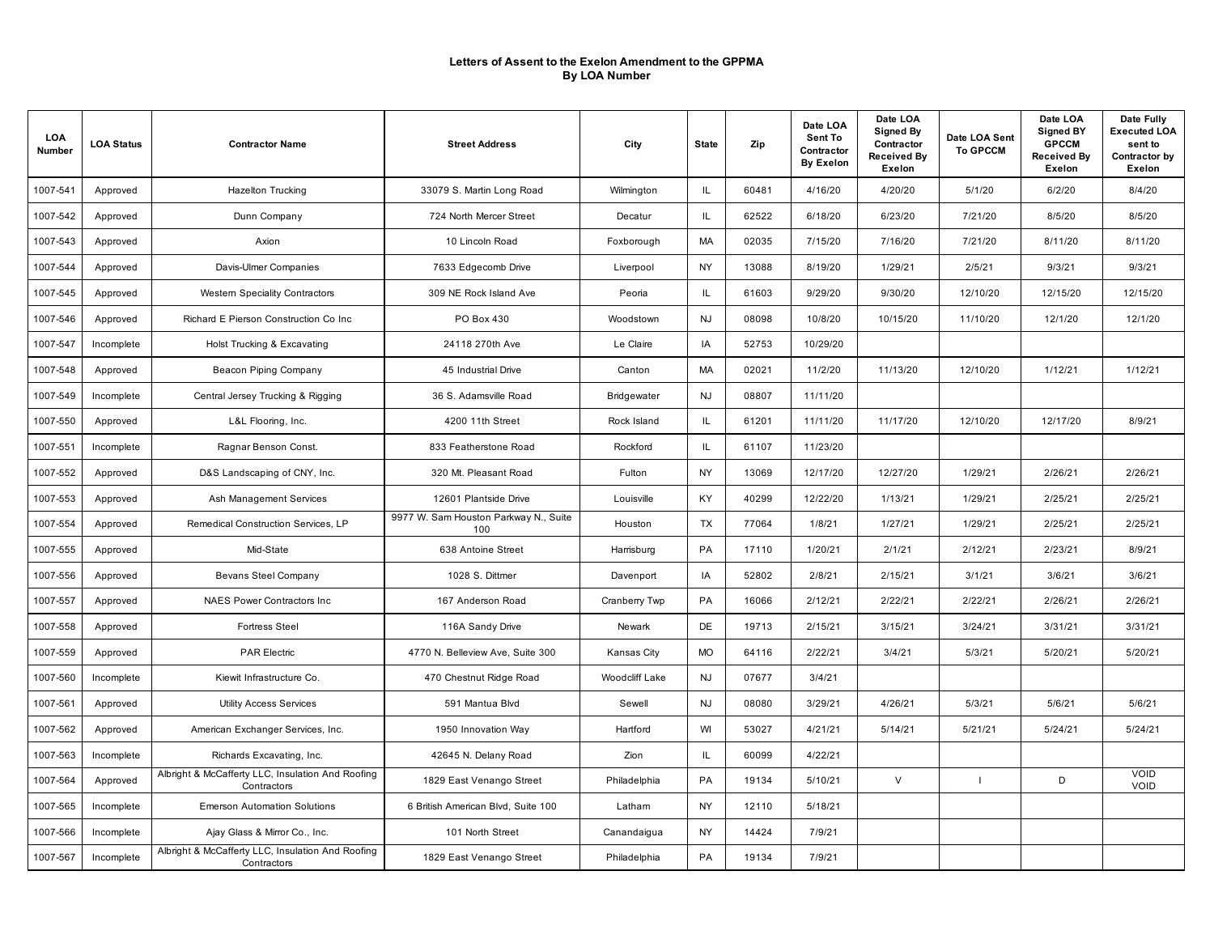# Letters of Assent to the Exelon Amendment to the GPPMA
## By LOA Number

| LOA Number | LOA Status | Contractor Name | Street Address | City | State | Zip | Date LOA Sent To Contractor By Exelon | Date LOA Signed By Contractor Received By Exelon | Date LOA Sent To GPCCM | Date LOA Signed BY GPCCM Received By Exelon | Date Fully Executed LOA sent to Contractor by Exelon |
|---|---|---|---|---|---|---|---|---|---|---|---|
| 1007-541 | Approved | Hazelton Trucking | 33079 S. Martin Long Road | Wilmington | IL | 60481 | 4/16/20 | 4/20/20 | 5/1/20 | 6/2/20 | 8/4/20 |
| 1007-542 | Approved | Dunn Company | 724 North Mercer Street | Decatur | IL | 62522 | 6/18/20 | 6/23/20 | 7/21/20 | 8/5/20 | 8/5/20 |
| 1007-543 | Approved | Axion | 10 Lincoln Road | Foxborough | MA | 02035 | 7/15/20 | 7/16/20 | 7/21/20 | 8/11/20 | 8/11/20 |
| 1007-544 | Approved | Davis-Ulmer Companies | 7633 Edgecomb Drive | Liverpool | NY | 13088 | 8/19/20 | 1/29/21 | 2/5/21 | 9/3/21 | 9/3/21 |
| 1007-545 | Approved | Western Speciality Contractors | 309 NE Rock Island Ave | Peoria | IL | 61603 | 9/29/20 | 9/30/20 | 12/10/20 | 12/15/20 | 12/15/20 |
| 1007-546 | Approved | Richard E Pierson Construction Co Inc | PO Box 430 | Woodstown | NJ | 08098 | 10/8/20 | 10/15/20 | 11/10/20 | 12/1/20 | 12/1/20 |
| 1007-547 | Incomplete | Holst Trucking & Excavating | 24118 270th Ave | Le Claire | IA | 52753 | 10/29/20 | | | | |
| 1007-548 | Approved | Beacon Piping Company | 45 Industrial Drive | Canton | MA | 02021 | 11/2/20 | 11/13/20 | 12/10/20 | 1/12/21 | 1/12/21 |
| 1007-549 | Incomplete | Central Jersey Trucking & Rigging | 36 S. Adamsville Road | Bridgewater | NJ | 08807 | 11/11/20 | | | | |
| 1007-550 | Approved | L&L Flooring, Inc. | 4200 11th Street | Rock Island | IL | 61201 | 11/11/20 | 11/17/20 | 12/10/20 | 12/17/20 | 8/9/21 |
| 1007-551 | Incomplete | Ragnar Benson Const. | 833 Featherstone Road | Rockford | IL | 61107 | 11/23/20 | | | | |
| 1007-552 | Approved | D&S Landscaping of CNY, Inc. | 320 Mt. Pleasant Road | Fulton | NY | 13069 | 12/17/20 | 12/27/20 | 1/29/21 | 2/26/21 | 2/26/21 |
| 1007-553 | Approved | Ash Management Services | 12601 Plantside Drive | Louisville | KY | 40299 | 12/22/20 | 1/13/21 | 1/29/21 | 2/25/21 | 2/25/21 |
| 1007-554 | Approved | Remedical Construction Services, LP | 9977 W. Sam Houston Parkway N., Suite 100 | Houston | TX | 77064 | 1/8/21 | 1/27/21 | 1/29/21 | 2/25/21 | 2/25/21 |
| 1007-555 | Approved | Mid-State | 638 Antoine Street | Harrisburg | PA | 17110 | 1/20/21 | 2/1/21 | 2/12/21 | 2/23/21 | 8/9/21 |
| 1007-556 | Approved | Bevans Steel Company | 1028 S. Dittmer | Davenport | IA | 52802 | 2/8/21 | 2/15/21 | 3/1/21 | 3/6/21 | 3/6/21 |
| 1007-557 | Approved | NAES Power Contractors Inc | 167 Anderson Road | Cranberry Twp | PA | 16066 | 2/12/21 | 2/22/21 | 2/22/21 | 2/26/21 | 2/26/21 |
| 1007-558 | Approved | Fortress Steel | 116A Sandy Drive | Newark | DE | 19713 | 2/15/21 | 3/15/21 | 3/24/21 | 3/31/21 | 3/31/21 |
| 1007-559 | Approved | PAR Electric | 4770 N. Belleview Ave, Suite 300 | Kansas City | MO | 64116 | 2/22/21 | 3/4/21 | 5/3/21 | 5/20/21 | 5/20/21 |
| 1007-560 | Incomplete | Kiewit Infrastructure Co. | 470 Chestnut Ridge Road | Woodcliff Lake | NJ | 07677 | 3/4/21 | | | | |
| 1007-561 | Approved | Utility Access Services | 591 Mantua Blvd | Sewell | NJ | 08080 | 3/29/21 | 4/26/21 | 5/3/21 | 5/6/21 | 5/6/21 |
| 1007-562 | Approved | American Exchanger Services, Inc. | 1950 Innovation Way | Hartford | WI | 53027 | 4/21/21 | 5/14/21 | 5/21/21 | 5/24/21 | 5/24/21 |
| 1007-563 | Incomplete | Richards Excavating, Inc. | 42645 N. Delany Road | Zion | IL | 60099 | 4/22/21 | | | | |
| 1007-564 | Approved | Albright & McCafferty LLC, Insulation And Roofing Contractors | 1829 East Venango Street | Philadelphia | PA | 19134 | 5/10/21 | V | I | D | VOID VOID |
| 1007-565 | Incomplete | Emerson Automation Solutions | 6 British American Blvd, Suite 100 | Latham | NY | 12110 | 5/18/21 | | | | |
| 1007-566 | Incomplete | Ajay Glass & Mirror Co., Inc. | 101 North Street | Canandaigua | NY | 14424 | 7/9/21 | | | | |
| 1007-567 | Incomplete | Albright & McCafferty LLC, Insulation And Roofing Contractors | 1829 East Venango Street | Philadelphia | PA | 19134 | 7/9/21 | | | | |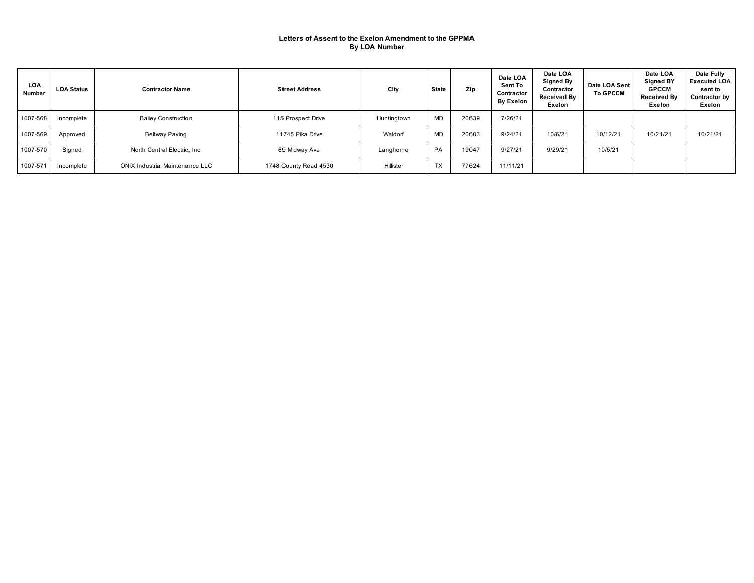**Letters of Assent to the Exelon Amendment to the GPPMA**
**By LOA Number**

| LOA Number | LOA Status | Contractor Name | Street Address | City | State | Zip | Date LOA Sent To Contractor By Exelon | Date LOA Signed By Contractor Received By Exelon | Date LOA Sent To GPCCM | Date LOA Signed BY GPCCM Received By Exelon | Date Fully Executed LOA sent to Contractor by Exelon |
|---|---|---|---|---|---|---|---|---|---|---|---|
| 1007-568 | Incomplete | Bailey Construction | 115 Prospect Drive | Huntingtown | MD | 20639 | 7/26/21 | | | | |
| 1007-569 | Approved | Beltway Paving | 11745 Pika Drive | Waldorf | MD | 20603 | 9/24/21 | 10/6/21 | 10/12/21 | 10/21/21 | 10/21/21 |
| 1007-570 | Signed | North Central Electric, Inc. | 69 Midway Ave | Langhorne | PA | 19047 | 9/27/21 | 9/29/21 | 10/5/21 | | |
| 1007-571 | Incomplete | ONIX Industrial Maintenance LLC | 1748 County Road 4530 | Hillister | TX | 77624 | 11/11/21 | | | | |